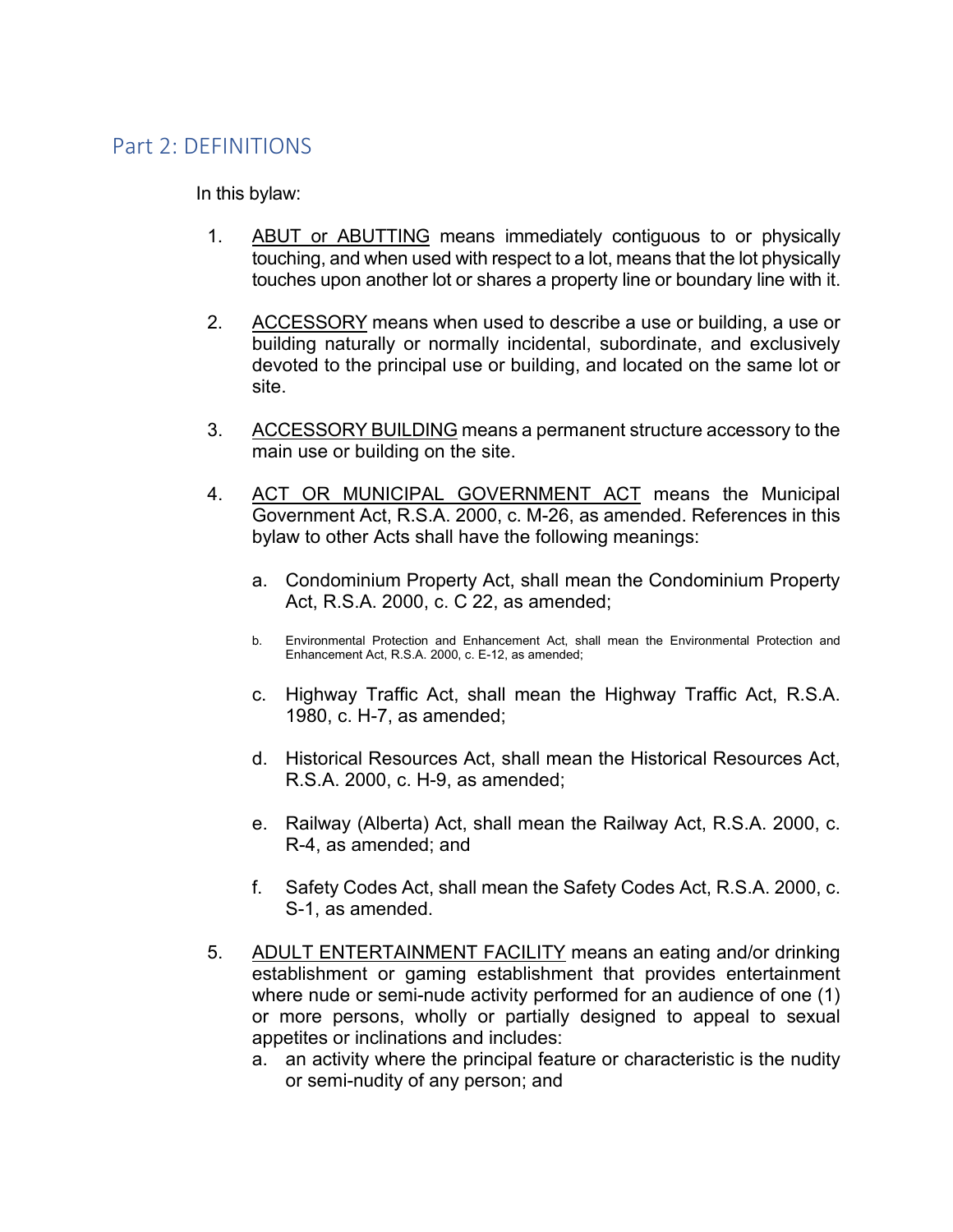## Part 2: DEFINITIONS

In this bylaw:

1. ABUT or ABUTTING means immediately contiguous to or physically touching, and when used with respect to a lot, means that the lot physically touches upon another lot or shares a property line or boundary line with it.

2. ACCESSORY means when used to describe a use or building, a use or building naturally or normally incidental, subordinate, and exclusively devoted to the principal use or building, and located on the same lot or site.

3. ACCESSORY BUILDING means a permanent structure accessory to the main use or building on the site.

4. ACT OR MUNICIPAL GOVERNMENT ACT means the Municipal Government Act, R.S.A. 2000, c. M-26, as amended. References in this bylaw to other Acts shall have the following meanings:

   a. Condominium Property Act, shall mean the Condominium Property Act, R.S.A. 2000, c. C 22, as amended;

   b. Environmental Protection and Enhancement Act, shall mean the Environmental Protection and Enhancement Act, R.S.A. 2000, c. E-12, as amended;

   c. Highway Traffic Act, shall mean the Highway Traffic Act, R.S.A. 1980, c. H-7, as amended;

   d. Historical Resources Act, shall mean the Historical Resources Act, R.S.A. 2000, c. H-9, as amended;

   e. Railway (Alberta) Act, shall mean the Railway Act, R.S.A. 2000, c. R-4, as amended; and

   f. Safety Codes Act, shall mean the Safety Codes Act, R.S.A. 2000, c. S-1, as amended.

5. ADULT ENTERTAINMENT FACILITY means an eating and/or drinking establishment or gaming establishment that provides entertainment where nude or semi-nude activity performed for an audience of one (1) or more persons, wholly or partially designed to appeal to sexual appetites or inclinations and includes:

   a. an activity where the principal feature or characteristic is the nudity or semi-nudity of any person; and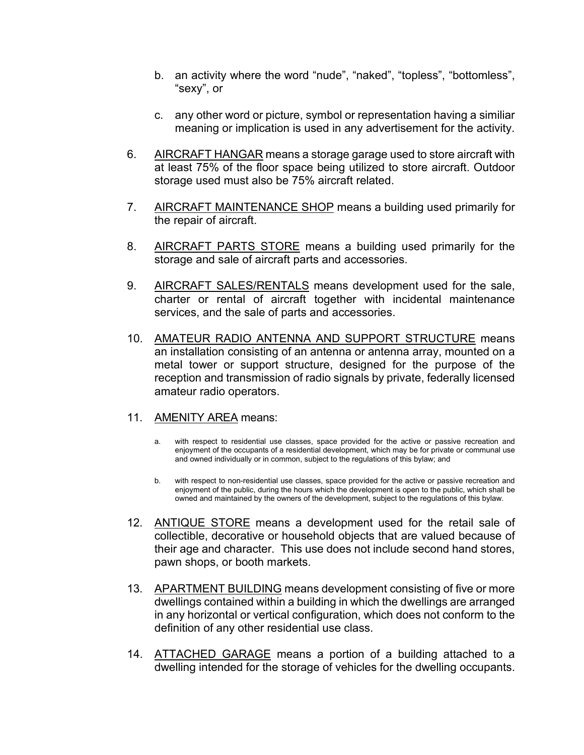b. an activity where the word “nude”, “naked”, “topless”, “bottomless”, “sexy”, or

c. any other word or picture, symbol or representation having a similiar meaning or implication is used in any advertisement for the activity.

6. <u>AIRCRAFT HANGAR</u> means a storage garage used to store aircraft with at least 75% of the floor space being utilized to store aircraft. Outdoor storage used must also be 75% aircraft related.

7. <u>AIRCRAFT MAINTENANCE SHOP</u> means a building used primarily for the repair of aircraft.

8. <u>AIRCRAFT PARTS STORE</u> means a building used primarily for the storage and sale of aircraft parts and accessories.

9. <u>AIRCRAFT SALES/RENTALS</u> means development used for the sale, charter or rental of aircraft together with incidental maintenance services, and the sale of parts and accessories.

10. <u>AMATEUR RADIO ANTENNA AND SUPPORT STRUCTURE</u> means an installation consisting of an antenna or antenna array, mounted on a metal tower or support structure, designed for the purpose of the reception and transmission of radio signals by private, federally licensed amateur radio operators.

11. <u>AMENITY AREA</u> means:

    a. with respect to residential use classes, space provided for the active or passive recreation and enjoyment of the occupants of a residential development, which may be for private or communal use and owned individually or in common, subject to the regulations of this bylaw; and

    b. with respect to non-residential use classes, space provided for the active or passive recreation and enjoyment of the public, during the hours which the development is open to the public, which shall be owned and maintained by the owners of the development, subject to the regulations of this bylaw.

12. <u>ANTIQUE STORE</u> means a development used for the retail sale of collectible, decorative or household objects that are valued because of their age and character. This use does not include second hand stores, pawn shops, or booth markets.

13. <u>APARTMENT BUILDING</u> means development consisting of five or more dwellings contained within a building in which the dwellings are arranged in any horizontal or vertical configuration, which does not conform to the definition of any other residential use class.

14. <u>ATTACHED GARAGE</u> means a portion of a building attached to a dwelling intended for the storage of vehicles for the dwelling occupants.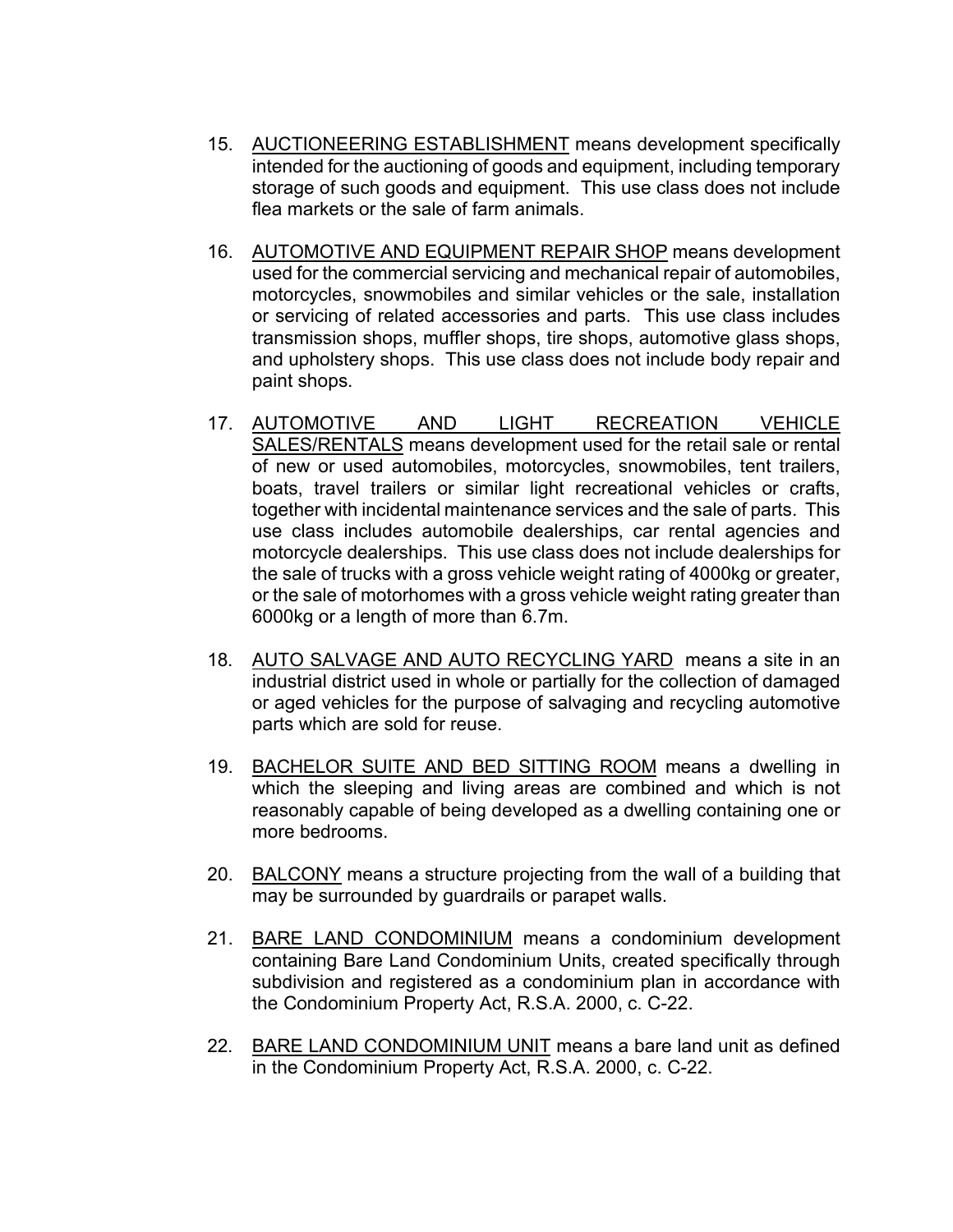15. AUCTIONEERING ESTABLISHMENT means development specifically intended for the auctioning of goods and equipment, including temporary storage of such goods and equipment. This use class does not include flea markets or the sale of farm animals.

16. AUTOMOTIVE AND EQUIPMENT REPAIR SHOP means development used for the commercial servicing and mechanical repair of automobiles, motorcycles, snowmobiles and similar vehicles or the sale, installation or servicing of related accessories and parts. This use class includes transmission shops, muffler shops, tire shops, automotive glass shops, and upholstery shops. This use class does not include body repair and paint shops.

17. AUTOMOTIVE AND LIGHT RECREATION VEHICLE SALES/RENTALS means development used for the retail sale or rental of new or used automobiles, motorcycles, snowmobiles, tent trailers, boats, travel trailers or similar light recreational vehicles or crafts, together with incidental maintenance services and the sale of parts. This use class includes automobile dealerships, car rental agencies and motorcycle dealerships. This use class does not include dealerships for the sale of trucks with a gross vehicle weight rating of 4000kg or greater, or the sale of motorhomes with a gross vehicle weight rating greater than 6000kg or a length of more than 6.7m.

18. AUTO SALVAGE AND AUTO RECYCLING YARD means a site in an industrial district used in whole or partially for the collection of damaged or aged vehicles for the purpose of salvaging and recycling automotive parts which are sold for reuse.

19. BACHELOR SUITE AND BED SITTING ROOM means a dwelling in which the sleeping and living areas are combined and which is not reasonably capable of being developed as a dwelling containing one or more bedrooms.

20. BALCONY means a structure projecting from the wall of a building that may be surrounded by guardrails or parapet walls.

21. BARE LAND CONDOMINIUM means a condominium development containing Bare Land Condominium Units, created specifically through subdivision and registered as a condominium plan in accordance with the Condominium Property Act, R.S.A. 2000, c. C-22.

22. BARE LAND CONDOMINIUM UNIT means a bare land unit as defined in the Condominium Property Act, R.S.A. 2000, c. C-22.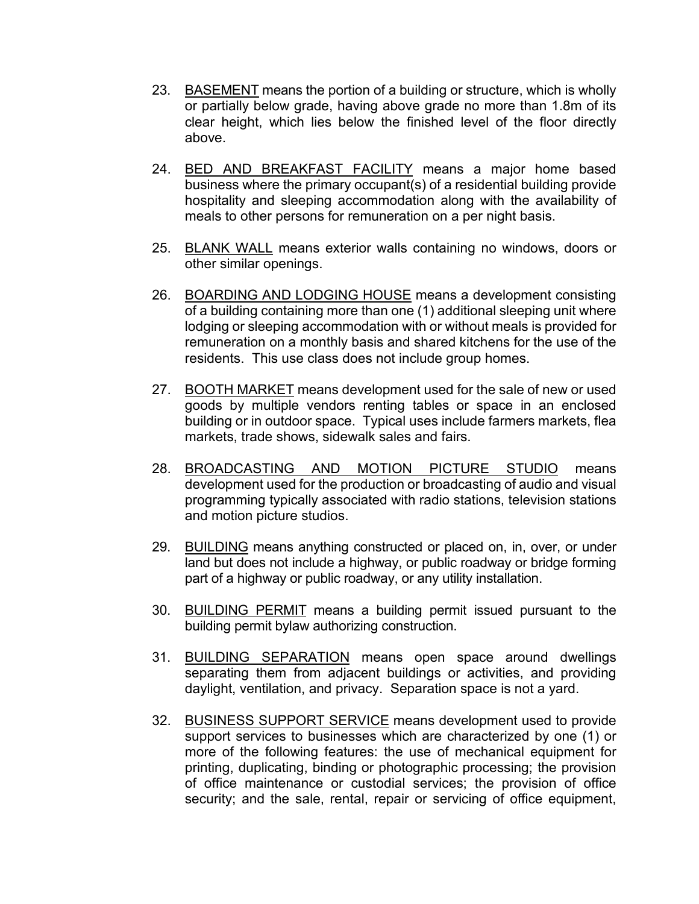23. BASEMENT means the portion of a building or structure, which is wholly or partially below grade, having above grade no more than 1.8m of its clear height, which lies below the finished level of the floor directly above.

24. BED AND BREAKFAST FACILITY means a major home based business where the primary occupant(s) of a residential building provide hospitality and sleeping accommodation along with the availability of meals to other persons for remuneration on a per night basis.

25. BLANK WALL means exterior walls containing no windows, doors or other similar openings.

26. BOARDING AND LODGING HOUSE means a development consisting of a building containing more than one (1) additional sleeping unit where lodging or sleeping accommodation with or without meals is provided for remuneration on a monthly basis and shared kitchens for the use of the residents. This use class does not include group homes.

27. BOOTH MARKET means development used for the sale of new or used goods by multiple vendors renting tables or space in an enclosed building or in outdoor space. Typical uses include farmers markets, flea markets, trade shows, sidewalk sales and fairs.

28. BROADCASTING AND MOTION PICTURE STUDIO means development used for the production or broadcasting of audio and visual programming typically associated with radio stations, television stations and motion picture studios.

29. BUILDING means anything constructed or placed on, in, over, or under land but does not include a highway, or public roadway or bridge forming part of a highway or public roadway, or any utility installation.

30. BUILDING PERMIT means a building permit issued pursuant to the building permit bylaw authorizing construction.

31. BUILDING SEPARATION means open space around dwellings separating them from adjacent buildings or activities, and providing daylight, ventilation, and privacy. Separation space is not a yard.

32. BUSINESS SUPPORT SERVICE means development used to provide support services to businesses which are characterized by one (1) or more of the following features: the use of mechanical equipment for printing, duplicating, binding or photographic processing; the provision of office maintenance or custodial services; the provision of office security; and the sale, rental, repair or servicing of office equipment,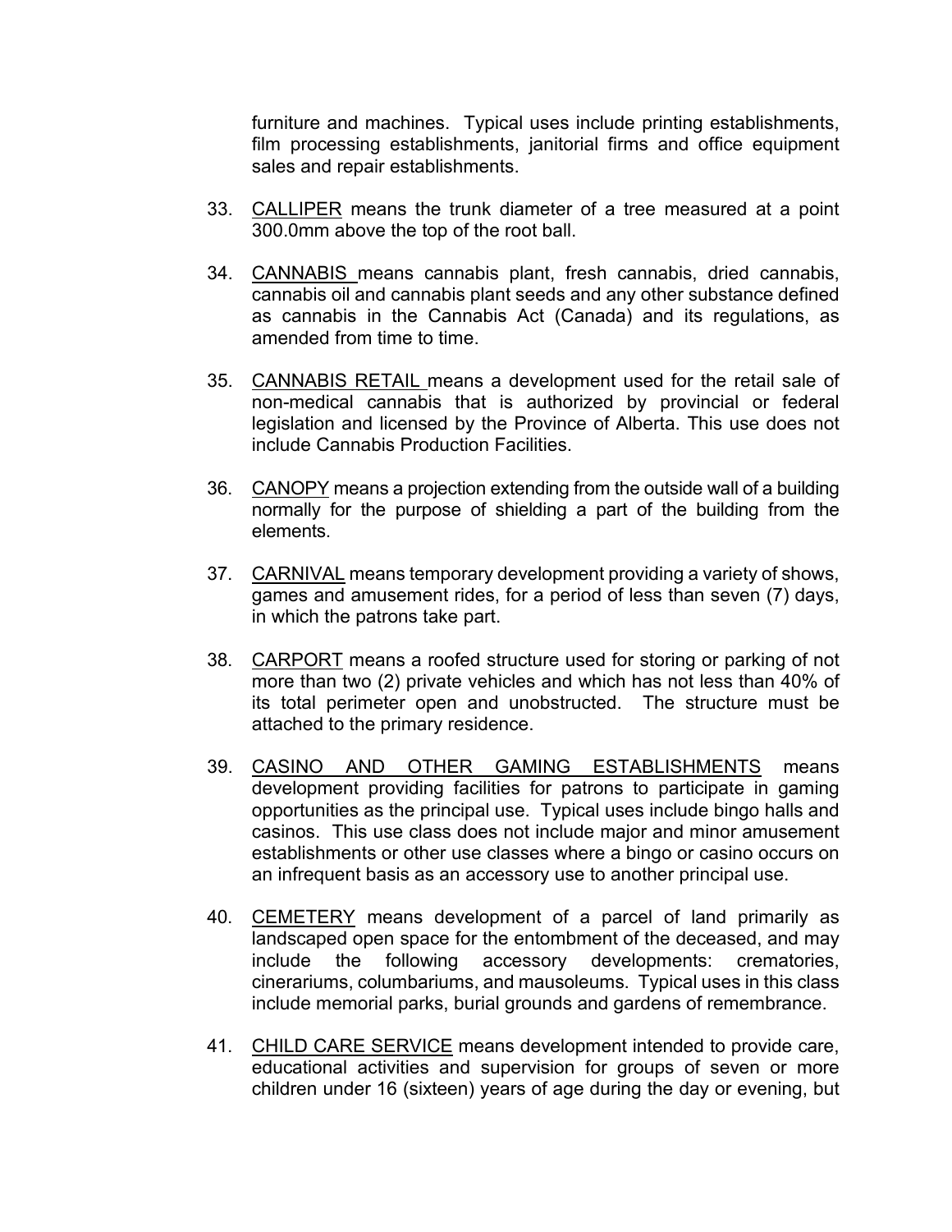furniture and machines. Typical uses include printing establishments, film processing establishments, janitorial firms and office equipment sales and repair establishments.

33. CALLIPER means the trunk diameter of a tree measured at a point 300.0mm above the top of the root ball.

34. CANNABIS means cannabis plant, fresh cannabis, dried cannabis, cannabis oil and cannabis plant seeds and any other substance defined as cannabis in the Cannabis Act (Canada) and its regulations, as amended from time to time.

35. CANNABIS RETAIL means a development used for the retail sale of non-medical cannabis that is authorized by provincial or federal legislation and licensed by the Province of Alberta. This use does not include Cannabis Production Facilities.

36. CANOPY means a projection extending from the outside wall of a building normally for the purpose of shielding a part of the building from the elements.

37. CARNIVAL means temporary development providing a variety of shows, games and amusement rides, for a period of less than seven (7) days, in which the patrons take part.

38. CARPORT means a roofed structure used for storing or parking of not more than two (2) private vehicles and which has not less than 40% of its total perimeter open and unobstructed. The structure must be attached to the primary residence.

39. CASINO AND OTHER GAMING ESTABLISHMENTS means development providing facilities for patrons to participate in gaming opportunities as the principal use. Typical uses include bingo halls and casinos. This use class does not include major and minor amusement establishments or other use classes where a bingo or casino occurs on an infrequent basis as an accessory use to another principal use.

40. CEMETERY means development of a parcel of land primarily as landscaped open space for the entombment of the deceased, and may include the following accessory developments: crematories, cinerariums, columbariums, and mausoleums. Typical uses in this class include memorial parks, burial grounds and gardens of remembrance.

41. CHILD CARE SERVICE means development intended to provide care, educational activities and supervision for groups of seven or more children under 16 (sixteen) years of age during the day or evening, but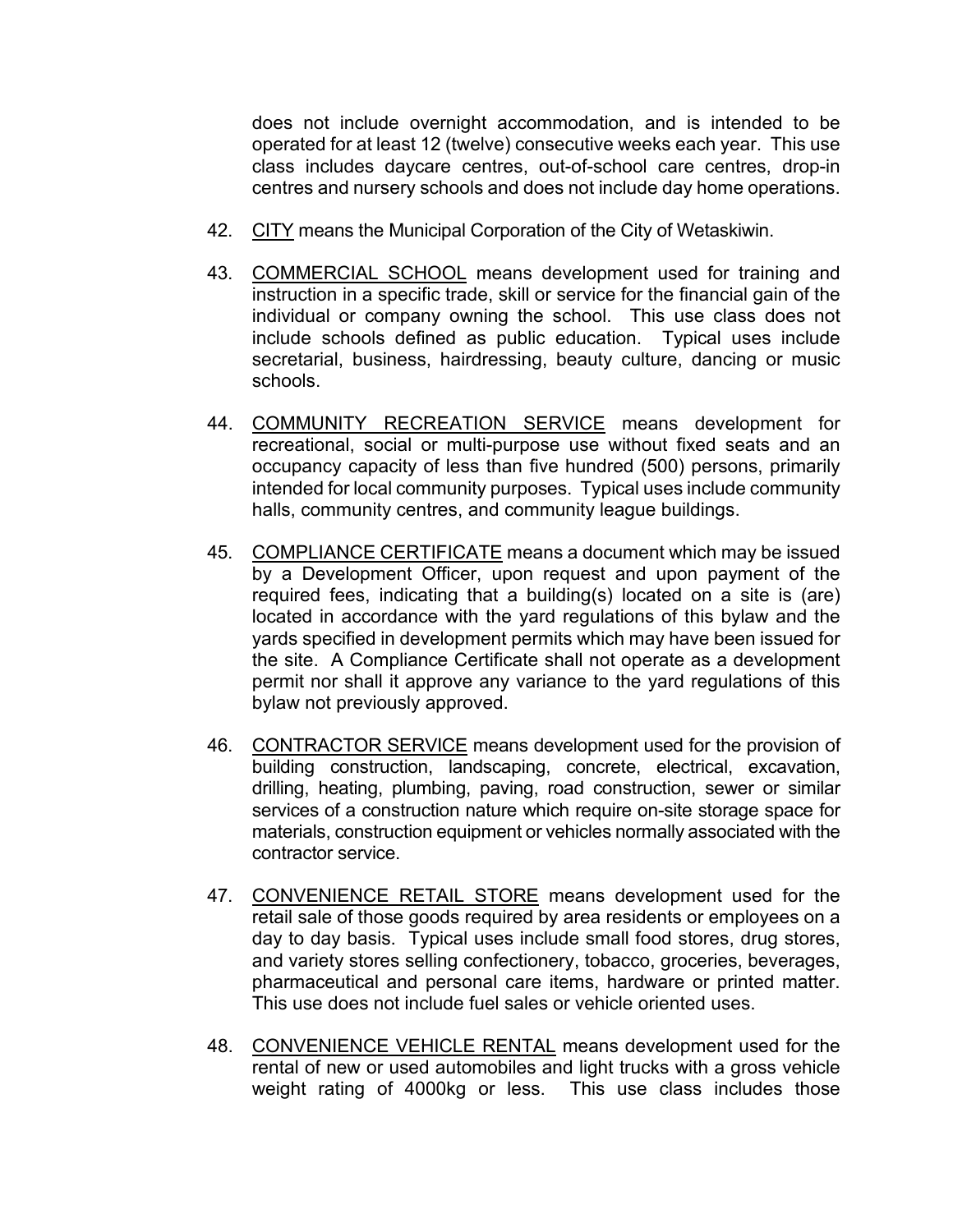does not include overnight accommodation, and is intended to be operated for at least 12 (twelve) consecutive weeks each year. This use class includes daycare centres, out-of-school care centres, drop-in centres and nursery schools and does not include day home operations.

42. <u>CITY</u> means the Municipal Corporation of the City of Wetaskiwin.

43. <u>COMMERCIAL SCHOOL</u> means development used for training and instruction in a specific trade, skill or service for the financial gain of the individual or company owning the school. This use class does not include schools defined as public education. Typical uses include secretarial, business, hairdressing, beauty culture, dancing or music schools.

44. <u>COMMUNITY RECREATION SERVICE</u> means development for recreational, social or multi-purpose use without fixed seats and an occupancy capacity of less than five hundred (500) persons, primarily intended for local community purposes. Typical uses include community halls, community centres, and community league buildings.

45. <u>COMPLIANCE CERTIFICATE</u> means a document which may be issued by a Development Officer, upon request and upon payment of the required fees, indicating that a building(s) located on a site is (are) located in accordance with the yard regulations of this bylaw and the yards specified in development permits which may have been issued for the site. A Compliance Certificate shall not operate as a development permit nor shall it approve any variance to the yard regulations of this bylaw not previously approved.

46. <u>CONTRACTOR SERVICE</u> means development used for the provision of building construction, landscaping, concrete, electrical, excavation, drilling, heating, plumbing, paving, road construction, sewer or similar services of a construction nature which require on-site storage space for materials, construction equipment or vehicles normally associated with the contractor service.

47. <u>CONVENIENCE RETAIL STORE</u> means development used for the retail sale of those goods required by area residents or employees on a day to day basis. Typical uses include small food stores, drug stores, and variety stores selling confectionery, tobacco, groceries, beverages, pharmaceutical and personal care items, hardware or printed matter. This use does not include fuel sales or vehicle oriented uses.

48. <u>CONVENIENCE VEHICLE RENTAL</u> means development used for the rental of new or used automobiles and light trucks with a gross vehicle weight rating of 4000kg or less. This use class includes those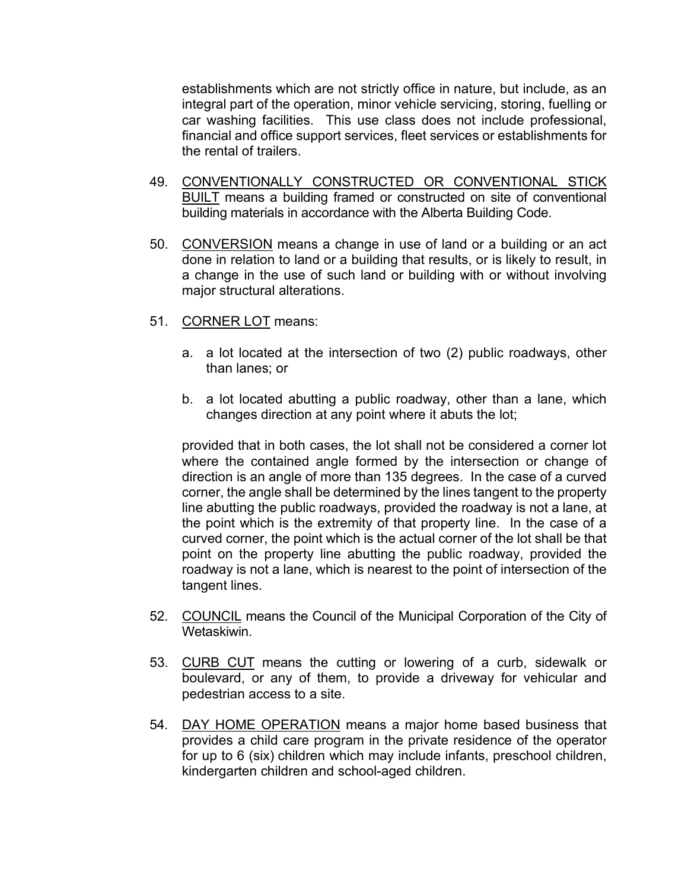establishments which are not strictly office in nature, but include, as an integral part of the operation, minor vehicle servicing, storing, fuelling or car washing facilities. This use class does not include professional, financial and office support services, fleet services or establishments for the rental of trailers.

49. <u>CONVENTIONALLY CONSTRUCTED OR CONVENTIONAL STICK BUILT</u> means a building framed or constructed on site of conventional building materials in accordance with the Alberta Building Code.

50. <u>CONVERSION</u> means a change in use of land or a building or an act done in relation to land or a building that results, or is likely to result, in a change in the use of such land or building with or without involving major structural alterations.

51. <u>CORNER LOT</u> means:

    a. a lot located at the intersection of two (2) public roadways, other than lanes; or

    b. a lot located abutting a public roadway, other than a lane, which changes direction at any point where it abuts the lot;

    provided that in both cases, the lot shall not be considered a corner lot where the contained angle formed by the intersection or change of direction is an angle of more than 135 degrees. In the case of a curved corner, the angle shall be determined by the lines tangent to the property line abutting the public roadways, provided the roadway is not a lane, at the point which is the extremity of that property line. In the case of a curved corner, the point which is the actual corner of the lot shall be that point on the property line abutting the public roadway, provided the roadway is not a lane, which is nearest to the point of intersection of the tangent lines.

52. <u>COUNCIL</u> means the Council of the Municipal Corporation of the City of Wetaskiwin.

53. <u>CURB CUT</u> means the cutting or lowering of a curb, sidewalk or boulevard, or any of them, to provide a driveway for vehicular and pedestrian access to a site.

54. <u>DAY HOME OPERATION</u> means a major home based business that provides a child care program in the private residence of the operator for up to 6 (six) children which may include infants, preschool children, kindergarten children and school-aged children.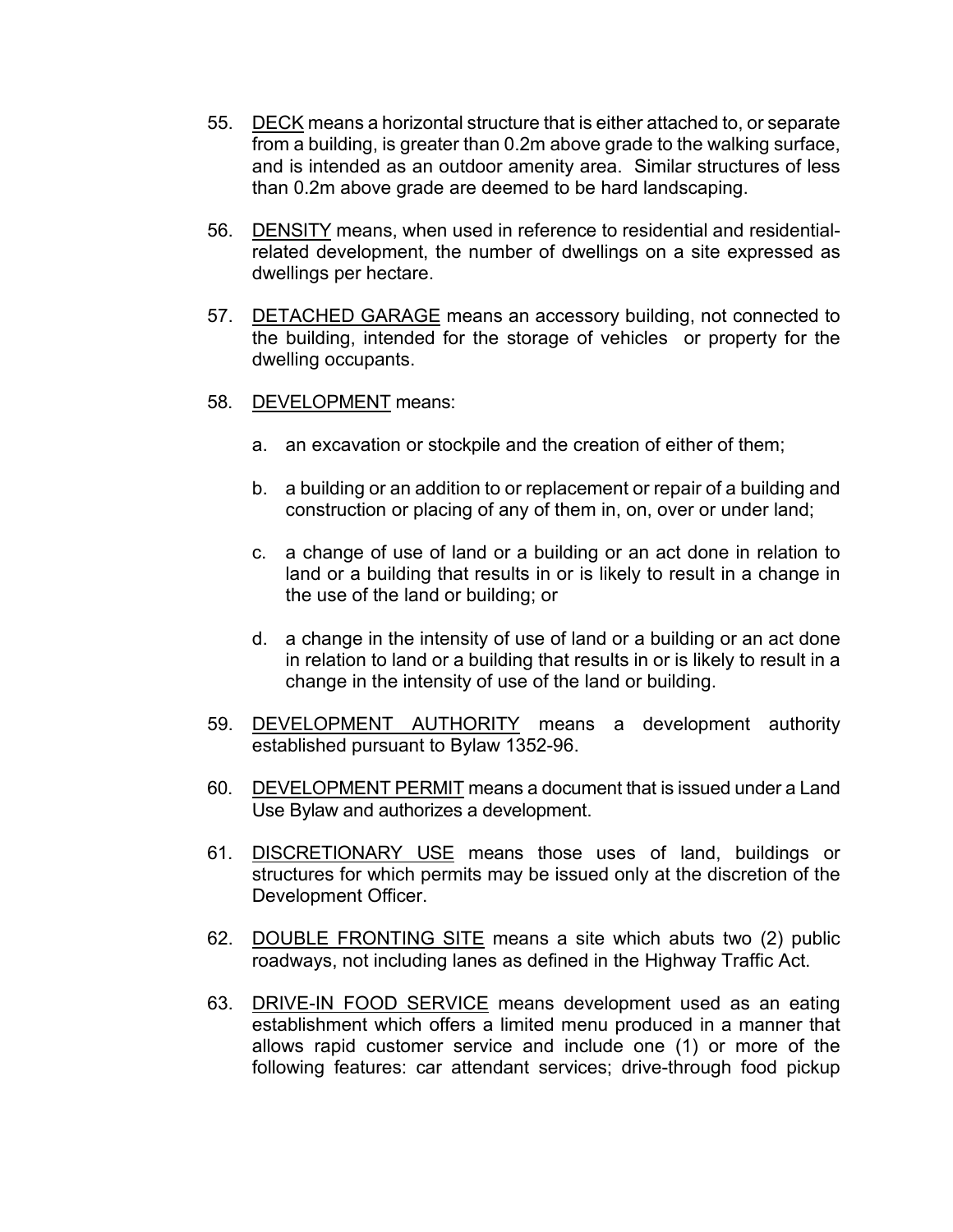55. DECK means a horizontal structure that is either attached to, or separate from a building, is greater than 0.2m above grade to the walking surface, and is intended as an outdoor amenity area. Similar structures of less than 0.2m above grade are deemed to be hard landscaping.

56. DENSITY means, when used in reference to residential and residential-related development, the number of dwellings on a site expressed as dwellings per hectare.

57. DETACHED GARAGE means an accessory building, not connected to the building, intended for the storage of vehicles or property for the dwelling occupants.

58. DEVELOPMENT means:

    a. an excavation or stockpile and the creation of either of them;

    b. a building or an addition to or replacement or repair of a building and construction or placing of any of them in, on, over or under land;

    c. a change of use of land or a building or an act done in relation to land or a building that results in or is likely to result in a change in the use of the land or building; or

    d. a change in the intensity of use of land or a building or an act done in relation to land or a building that results in or is likely to result in a change in the intensity of use of the land or building.

59. DEVELOPMENT AUTHORITY means a development authority established pursuant to Bylaw 1352-96.

60. DEVELOPMENT PERMIT means a document that is issued under a Land Use Bylaw and authorizes a development.

61. DISCRETIONARY USE means those uses of land, buildings or structures for which permits may be issued only at the discretion of the Development Officer.

62. DOUBLE FRONTING SITE means a site which abuts two (2) public roadways, not including lanes as defined in the Highway Traffic Act.

63. DRIVE-IN FOOD SERVICE means development used as an eating establishment which offers a limited menu produced in a manner that allows rapid customer service and include one (1) or more of the following features: car attendant services; drive-through food pickup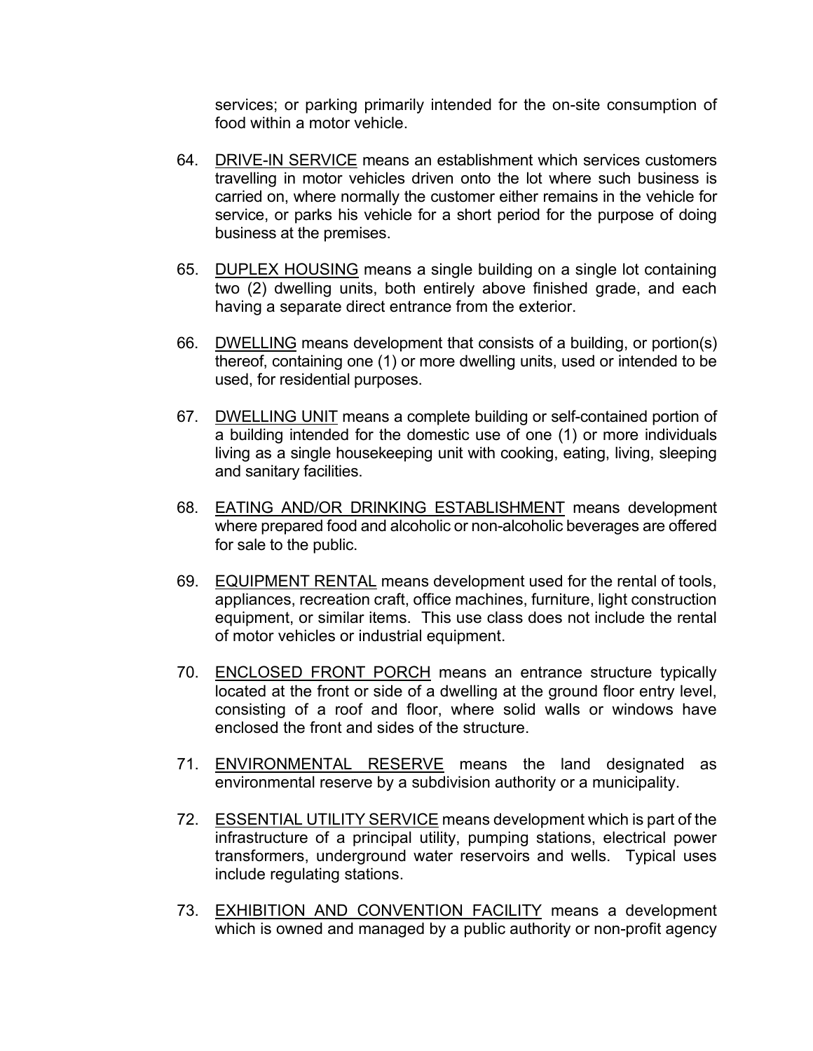services; or parking primarily intended for the on-site consumption of food within a motor vehicle.

64. DRIVE-IN SERVICE means an establishment which services customers travelling in motor vehicles driven onto the lot where such business is carried on, where normally the customer either remains in the vehicle for service, or parks his vehicle for a short period for the purpose of doing business at the premises.

65. DUPLEX HOUSING means a single building on a single lot containing two (2) dwelling units, both entirely above finished grade, and each having a separate direct entrance from the exterior.

66. DWELLING means development that consists of a building, or portion(s) thereof, containing one (1) or more dwelling units, used or intended to be used, for residential purposes.

67. DWELLING UNIT means a complete building or self-contained portion of a building intended for the domestic use of one (1) or more individuals living as a single housekeeping unit with cooking, eating, living, sleeping and sanitary facilities.

68. EATING AND/OR DRINKING ESTABLISHMENT means development where prepared food and alcoholic or non-alcoholic beverages are offered for sale to the public.

69. EQUIPMENT RENTAL means development used for the rental of tools, appliances, recreation craft, office machines, furniture, light construction equipment, or similar items. This use class does not include the rental of motor vehicles or industrial equipment.

70. ENCLOSED FRONT PORCH means an entrance structure typically located at the front or side of a dwelling at the ground floor entry level, consisting of a roof and floor, where solid walls or windows have enclosed the front and sides of the structure.

71. ENVIRONMENTAL RESERVE means the land designated as environmental reserve by a subdivision authority or a municipality.

72. ESSENTIAL UTILITY SERVICE means development which is part of the infrastructure of a principal utility, pumping stations, electrical power transformers, underground water reservoirs and wells. Typical uses include regulating stations.

73. EXHIBITION AND CONVENTION FACILITY means a development which is owned and managed by a public authority or non-profit agency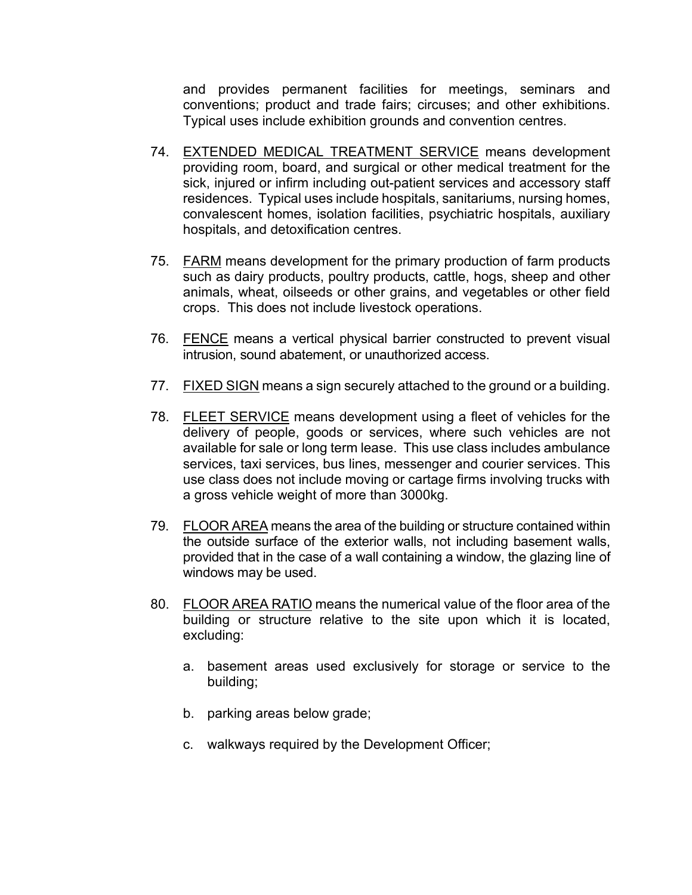and provides permanent facilities for meetings, seminars and conventions; product and trade fairs; circuses; and other exhibitions. Typical uses include exhibition grounds and convention centres.

74. EXTENDED MEDICAL TREATMENT SERVICE means development providing room, board, and surgical or other medical treatment for the sick, injured or infirm including out-patient services and accessory staff residences. Typical uses include hospitals, sanitariums, nursing homes, convalescent homes, isolation facilities, psychiatric hospitals, auxiliary hospitals, and detoxification centres.

75. FARM means development for the primary production of farm products such as dairy products, poultry products, cattle, hogs, sheep and other animals, wheat, oilseeds or other grains, and vegetables or other field crops. This does not include livestock operations.

76. FENCE means a vertical physical barrier constructed to prevent visual intrusion, sound abatement, or unauthorized access.

77. FIXED SIGN means a sign securely attached to the ground or a building.

78. FLEET SERVICE means development using a fleet of vehicles for the delivery of people, goods or services, where such vehicles are not available for sale or long term lease. This use class includes ambulance services, taxi services, bus lines, messenger and courier services. This use class does not include moving or cartage firms involving trucks with a gross vehicle weight of more than 3000kg.

79. FLOOR AREA means the area of the building or structure contained within the outside surface of the exterior walls, not including basement walls, provided that in the case of a wall containing a window, the glazing line of windows may be used.

80. FLOOR AREA RATIO means the numerical value of the floor area of the building or structure relative to the site upon which it is located, excluding:

    a. basement areas used exclusively for storage or service to the building;

    b. parking areas below grade;

    c. walkways required by the Development Officer;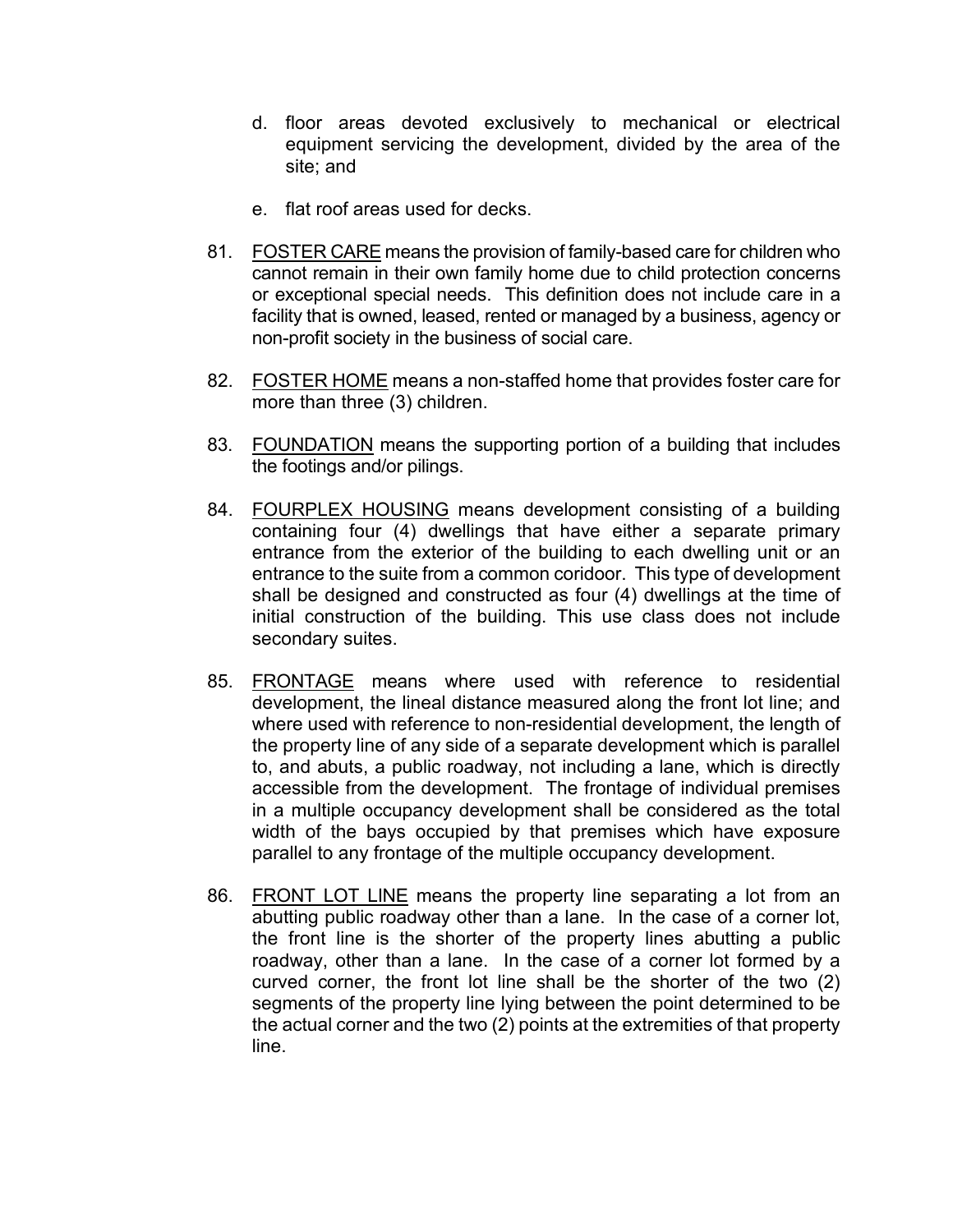d. floor areas devoted exclusively to mechanical or electrical equipment servicing the development, divided by the area of the site; and

   e. flat roof areas used for decks.

81. <u>FOSTER CARE</u> means the provision of family-based care for children who cannot remain in their own family home due to child protection concerns or exceptional special needs. This definition does not include care in a facility that is owned, leased, rented or managed by a business, agency or non-profit society in the business of social care.

82. <u>FOSTER HOME</u> means a non-staffed home that provides foster care for more than three (3) children.

83. <u>FOUNDATION</u> means the supporting portion of a building that includes the footings and/or pilings.

84. <u>FOURPLEX HOUSING</u> means development consisting of a building containing four (4) dwellings that have either a separate primary entrance from the exterior of the building to each dwelling unit or an entrance to the suite from a common coridoor. This type of development shall be designed and constructed as four (4) dwellings at the time of initial construction of the building. This use class does not include secondary suites.

85. <u>FRONTAGE</u> means where used with reference to residential development, the lineal distance measured along the front lot line; and where used with reference to non-residential development, the length of the property line of any side of a separate development which is parallel to, and abuts, a public roadway, not including a lane, which is directly accessible from the development. The frontage of individual premises in a multiple occupancy development shall be considered as the total width of the bays occupied by that premises which have exposure parallel to any frontage of the multiple occupancy development.

86. <u>FRONT LOT LINE</u> means the property line separating a lot from an abutting public roadway other than a lane. In the case of a corner lot, the front line is the shorter of the property lines abutting a public roadway, other than a lane. In the case of a corner lot formed by a curved corner, the front lot line shall be the shorter of the two (2) segments of the property line lying between the point determined to be the actual corner and the two (2) points at the extremities of that property line.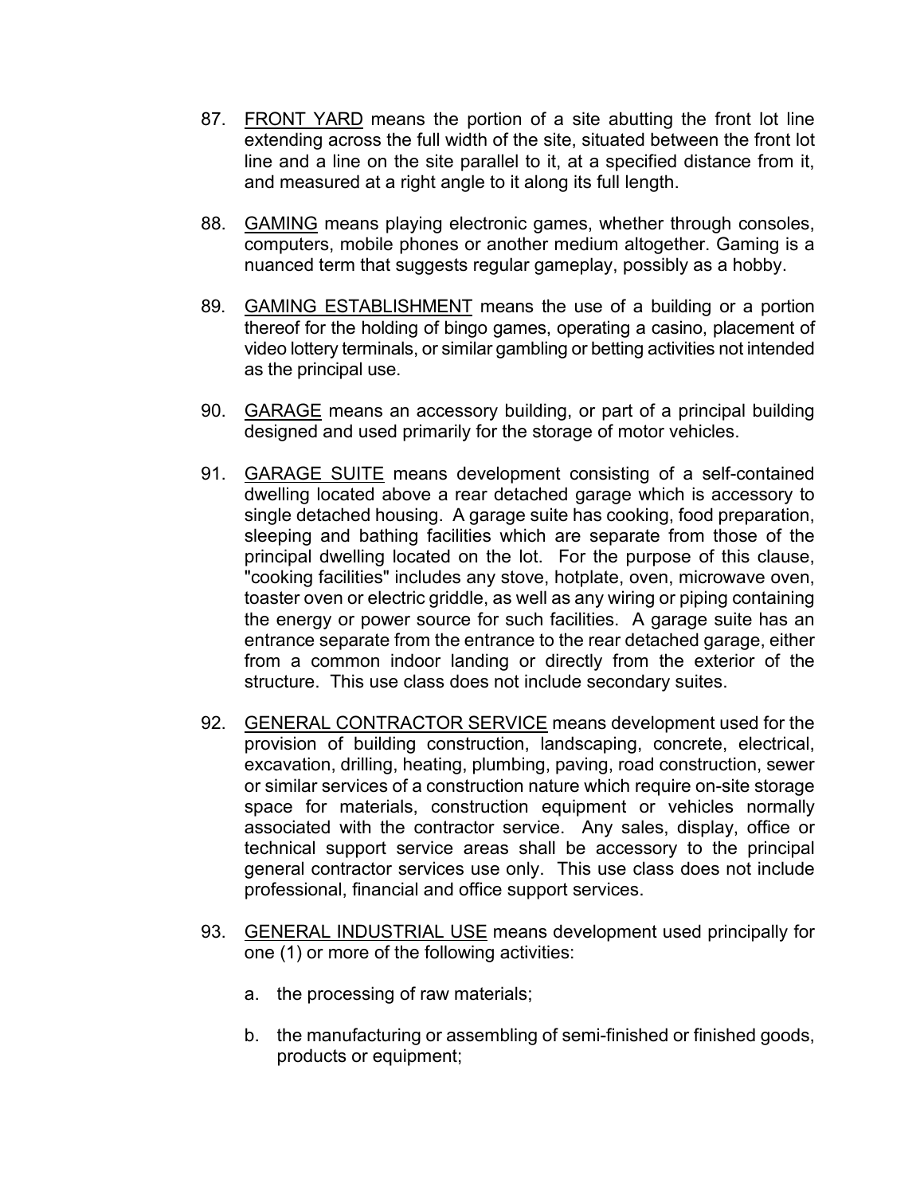87. <u>FRONT YARD</u> means the portion of a site abutting the front lot line extending across the full width of the site, situated between the front lot line and a line on the site parallel to it, at a specified distance from it, and measured at a right angle to it along its full length.

88. <u>GAMING</u> means playing electronic games, whether through consoles, computers, mobile phones or another medium altogether. Gaming is a nuanced term that suggests regular gameplay, possibly as a hobby.

89. <u>GAMING ESTABLISHMENT</u> means the use of a building or a portion thereof for the holding of bingo games, operating a casino, placement of video lottery terminals, or similar gambling or betting activities not intended as the principal use.

90. <u>GARAGE</u> means an accessory building, or part of a principal building designed and used primarily for the storage of motor vehicles.

91. <u>GARAGE SUITE</u> means development consisting of a self-contained dwelling located above a rear detached garage which is accessory to single detached housing. A garage suite has cooking, food preparation, sleeping and bathing facilities which are separate from those of the principal dwelling located on the lot. For the purpose of this clause, "cooking facilities" includes any stove, hotplate, oven, microwave oven, toaster oven or electric griddle, as well as any wiring or piping containing the energy or power source for such facilities. A garage suite has an entrance separate from the entrance to the rear detached garage, either from a common indoor landing or directly from the exterior of the structure. This use class does not include secondary suites.

92. <u>GENERAL CONTRACTOR SERVICE</u> means development used for the provision of building construction, landscaping, concrete, electrical, excavation, drilling, heating, plumbing, paving, road construction, sewer or similar services of a construction nature which require on-site storage space for materials, construction equipment or vehicles normally associated with the contractor service. Any sales, display, office or technical support service areas shall be accessory to the principal general contractor services use only. This use class does not include professional, financial and office support services.

93. <u>GENERAL INDUSTRIAL USE</u> means development used principally for one (1) or more of the following activities:

    a. the processing of raw materials;

    b. the manufacturing or assembling of semi-finished or finished goods, products or equipment;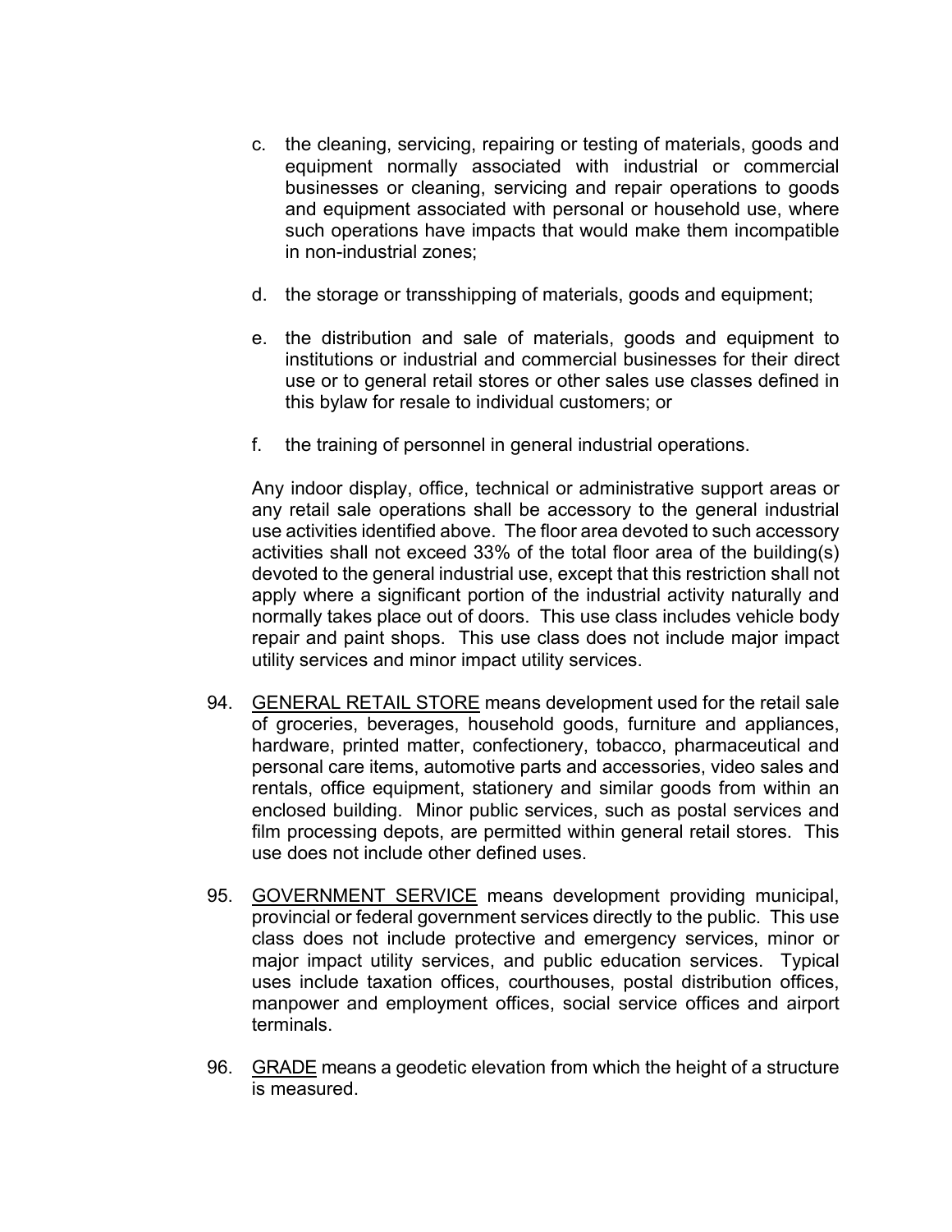c. the cleaning, servicing, repairing or testing of materials, goods and equipment normally associated with industrial or commercial businesses or cleaning, servicing and repair operations to goods and equipment associated with personal or household use, where such operations have impacts that would make them incompatible in non-industrial zones;

d. the storage or transshipping of materials, goods and equipment;

e. the distribution and sale of materials, goods and equipment to institutions or industrial and commercial businesses for their direct use or to general retail stores or other sales use classes defined in this bylaw for resale to individual customers; or

f. the training of personnel in general industrial operations.

Any indoor display, office, technical or administrative support areas or any retail sale operations shall be accessory to the general industrial use activities identified above. The floor area devoted to such accessory activities shall not exceed 33% of the total floor area of the building(s) devoted to the general industrial use, except that this restriction shall not apply where a significant portion of the industrial activity naturally and normally takes place out of doors. This use class includes vehicle body repair and paint shops. This use class does not include major impact utility services and minor impact utility services.

94. <u>GENERAL RETAIL STORE</u> means development used for the retail sale of groceries, beverages, household goods, furniture and appliances, hardware, printed matter, confectionery, tobacco, pharmaceutical and personal care items, automotive parts and accessories, video sales and rentals, office equipment, stationery and similar goods from within an enclosed building. Minor public services, such as postal services and film processing depots, are permitted within general retail stores. This use does not include other defined uses.

95. <u>GOVERNMENT SERVICE</u> means development providing municipal, provincial or federal government services directly to the public. This use class does not include protective and emergency services, minor or major impact utility services, and public education services. Typical uses include taxation offices, courthouses, postal distribution offices, manpower and employment offices, social service offices and airport terminals.

96. <u>GRADE</u> means a geodetic elevation from which the height of a structure is measured.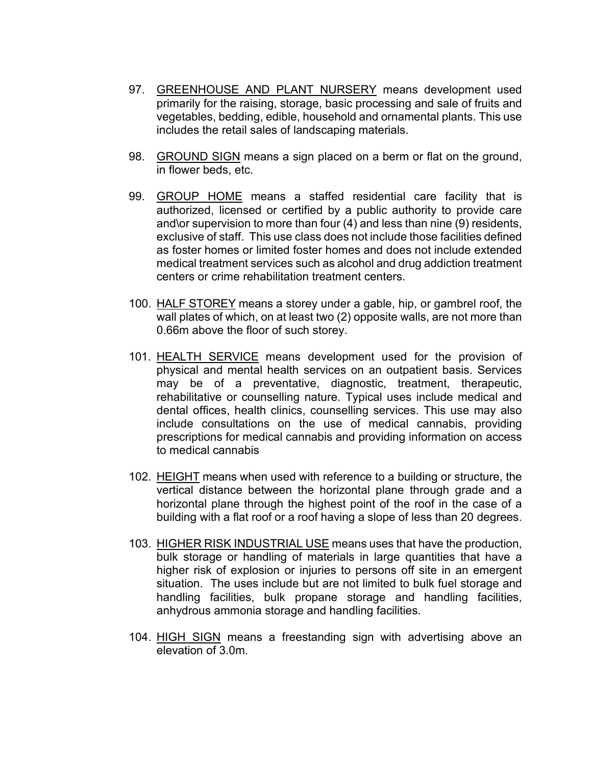97. <u>GREENHOUSE AND PLANT NURSERY</u> means development used primarily for the raising, storage, basic processing and sale of fruits and vegetables, bedding, edible, household and ornamental plants. This use includes the retail sales of landscaping materials.

98. <u>GROUND SIGN</u> means a sign placed on a berm or flat on the ground, in flower beds, etc.

99. <u>GROUP HOME</u> means a staffed residential care facility that is authorized, licensed or certified by a public authority to provide care and\or supervision to more than four (4) and less than nine (9) residents, exclusive of staff. This use class does not include those facilities defined as foster homes or limited foster homes and does not include extended medical treatment services such as alcohol and drug addiction treatment centers or crime rehabilitation treatment centers.

100. <u>HALF STOREY</u> means a storey under a gable, hip, or gambrel roof, the wall plates of which, on at least two (2) opposite walls, are not more than 0.66m above the floor of such storey.

101. <u>HEALTH SERVICE</u> means development used for the provision of physical and mental health services on an outpatient basis. Services may be of a preventative, diagnostic, treatment, therapeutic, rehabilitative or counselling nature. Typical uses include medical and dental offices, health clinics, counselling services. This use may also include consultations on the use of medical cannabis, providing prescriptions for medical cannabis and providing information on access to medical cannabis

102. <u>HEIGHT</u> means when used with reference to a building or structure, the vertical distance between the horizontal plane through grade and a horizontal plane through the highest point of the roof in the case of a building with a flat roof or a roof having a slope of less than 20 degrees.

103. <u>HIGHER RISK INDUSTRIAL USE</u> means uses that have the production, bulk storage or handling of materials in large quantities that have a higher risk of explosion or injuries to persons off site in an emergent situation. The uses include but are not limited to bulk fuel storage and handling facilities, bulk propane storage and handling facilities, anhydrous ammonia storage and handling facilities.

104. <u>HIGH SIGN</u> means a freestanding sign with advertising above an elevation of 3.0m.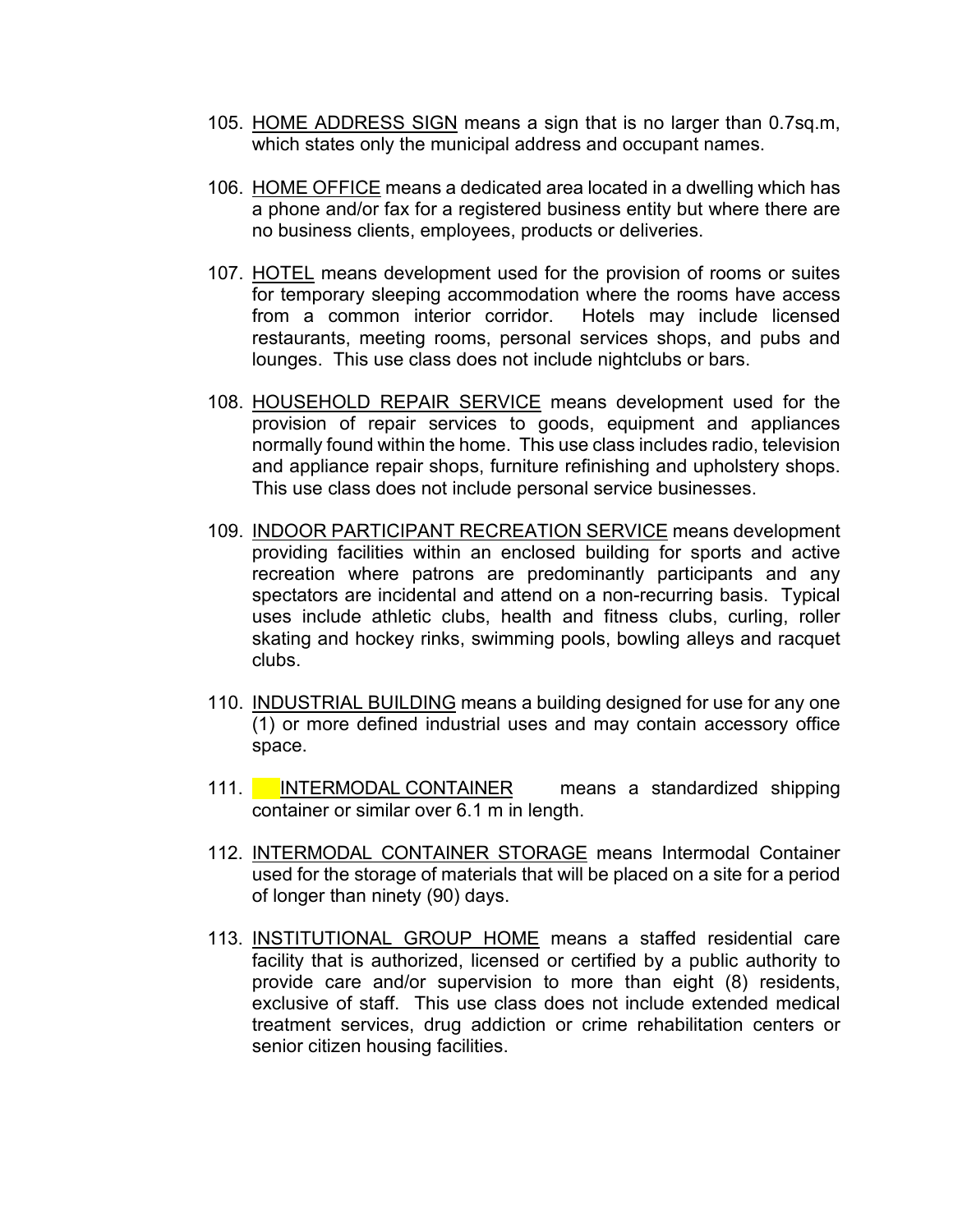105. HOME ADDRESS SIGN means a sign that is no larger than 0.7sq.m, which states only the municipal address and occupant names.

106. HOME OFFICE means a dedicated area located in a dwelling which has a phone and/or fax for a registered business entity but where there are no business clients, employees, products or deliveries.

107. HOTEL means development used for the provision of rooms or suites for temporary sleeping accommodation where the rooms have access from a common interior corridor. Hotels may include licensed restaurants, meeting rooms, personal services shops, and pubs and lounges. This use class does not include nightclubs or bars.

108. HOUSEHOLD REPAIR SERVICE means development used for the provision of repair services to goods, equipment and appliances normally found within the home. This use class includes radio, television and appliance repair shops, furniture refinishing and upholstery shops. This use class does not include personal service businesses.

109. INDOOR PARTICIPANT RECREATION SERVICE means development providing facilities within an enclosed building for sports and active recreation where patrons are predominantly participants and any spectators are incidental and attend on a non-recurring basis. Typical uses include athletic clubs, health and fitness clubs, curling, roller skating and hockey rinks, swimming pools, bowling alleys and racquet clubs.

110. INDUSTRIAL BUILDING means a building designed for use for any one (1) or more defined industrial uses and may contain accessory office space.

111. INTERMODAL CONTAINER means a standardized shipping container or similar over 6.1 m in length.

112. INTERMODAL CONTAINER STORAGE means Intermodal Container used for the storage of materials that will be placed on a site for a period of longer than ninety (90) days.

113. INSTITUTIONAL GROUP HOME means a staffed residential care facility that is authorized, licensed or certified by a public authority to provide care and/or supervision to more than eight (8) residents, exclusive of staff. This use class does not include extended medical treatment services, drug addiction or crime rehabilitation centers or senior citizen housing facilities.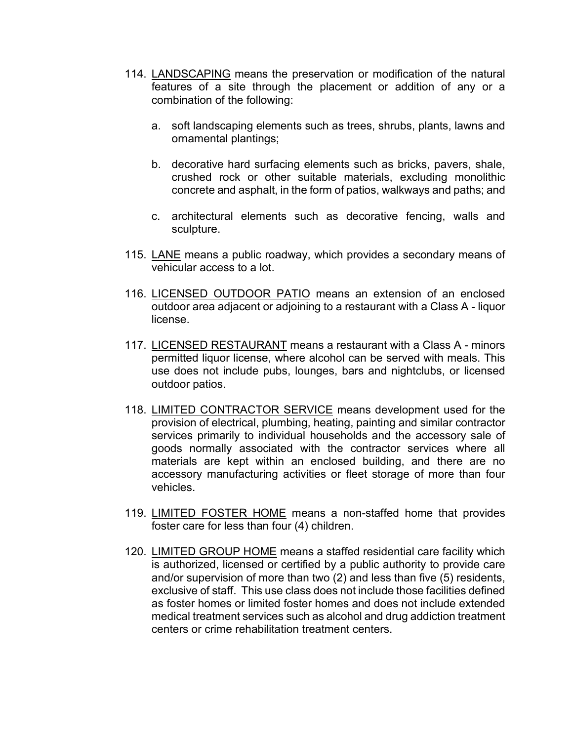114. LANDSCAPING means the preservation or modification of the natural features of a site through the placement or addition of any or a combination of the following:

    a. soft landscaping elements such as trees, shrubs, plants, lawns and ornamental plantings;

    b. decorative hard surfacing elements such as bricks, pavers, shale, crushed rock or other suitable materials, excluding monolithic concrete and asphalt, in the form of patios, walkways and paths; and

    c. architectural elements such as decorative fencing, walls and sculpture.

115. LANE means a public roadway, which provides a secondary means of vehicular access to a lot.

116. LICENSED OUTDOOR PATIO means an extension of an enclosed outdoor area adjacent or adjoining to a restaurant with a Class A - liquor license.

117. LICENSED RESTAURANT means a restaurant with a Class A - minors permitted liquor license, where alcohol can be served with meals. This use does not include pubs, lounges, bars and nightclubs, or licensed outdoor patios.

118. LIMITED CONTRACTOR SERVICE means development used for the provision of electrical, plumbing, heating, painting and similar contractor services primarily to individual households and the accessory sale of goods normally associated with the contractor services where all materials are kept within an enclosed building, and there are no accessory manufacturing activities or fleet storage of more than four vehicles.

119. LIMITED FOSTER HOME means a non-staffed home that provides foster care for less than four (4) children.

120. LIMITED GROUP HOME means a staffed residential care facility which is authorized, licensed or certified by a public authority to provide care and/or supervision of more than two (2) and less than five (5) residents, exclusive of staff. This use class does not include those facilities defined as foster homes or limited foster homes and does not include extended medical treatment services such as alcohol and drug addiction treatment centers or crime rehabilitation treatment centers.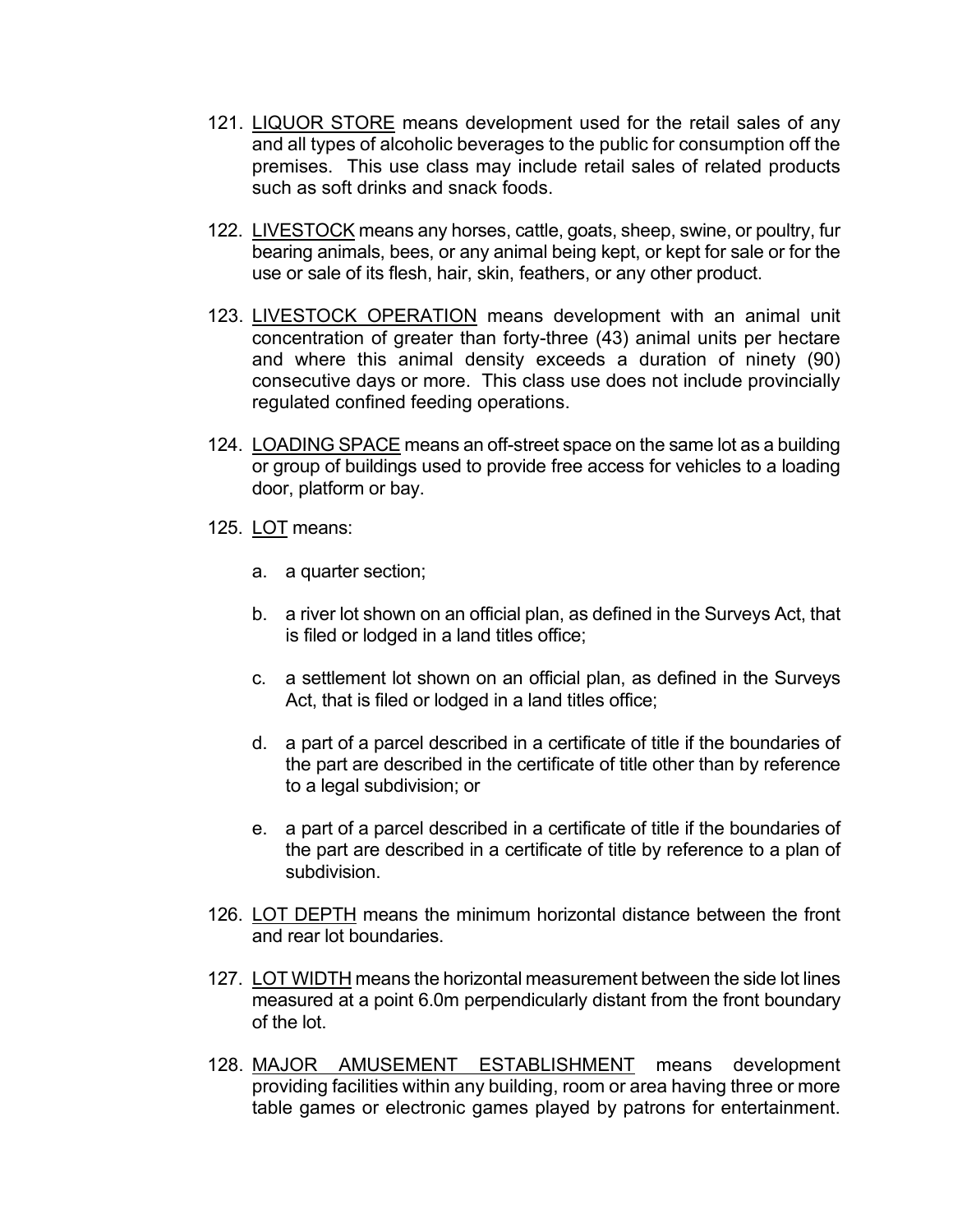121. <u>LIQUOR STORE</u> means development used for the retail sales of any and all types of alcoholic beverages to the public for consumption off the premises. This use class may include retail sales of related products such as soft drinks and snack foods.

122. <u>LIVESTOCK</u> means any horses, cattle, goats, sheep, swine, or poultry, fur bearing animals, bees, or any animal being kept, or kept for sale or for the use or sale of its flesh, hair, skin, feathers, or any other product.

123. <u>LIVESTOCK OPERATION</u> means development with an animal unit concentration of greater than forty-three (43) animal units per hectare and where this animal density exceeds a duration of ninety (90) consecutive days or more. This class use does not include provincially regulated confined feeding operations.

124. <u>LOADING SPACE</u> means an off-street space on the same lot as a building or group of buildings used to provide free access for vehicles to a loading door, platform or bay.

125. <u>LOT</u> means:

    a. a quarter section;

    b. a river lot shown on an official plan, as defined in the Surveys Act, that is filed or lodged in a land titles office;

    c. a settlement lot shown on an official plan, as defined in the Surveys Act, that is filed or lodged in a land titles office;

    d. a part of a parcel described in a certificate of title if the boundaries of the part are described in the certificate of title other than by reference to a legal subdivision; or

    e. a part of a parcel described in a certificate of title if the boundaries of the part are described in a certificate of title by reference to a plan of subdivision.

126. <u>LOT DEPTH</u> means the minimum horizontal distance between the front and rear lot boundaries.

127. <u>LOT WIDTH</u> means the horizontal measurement between the side lot lines measured at a point 6.0m perpendicularly distant from the front boundary of the lot.

128. <u>MAJOR AMUSEMENT ESTABLISHMENT</u> means development providing facilities within any building, room or area having three or more table games or electronic games played by patrons for entertainment.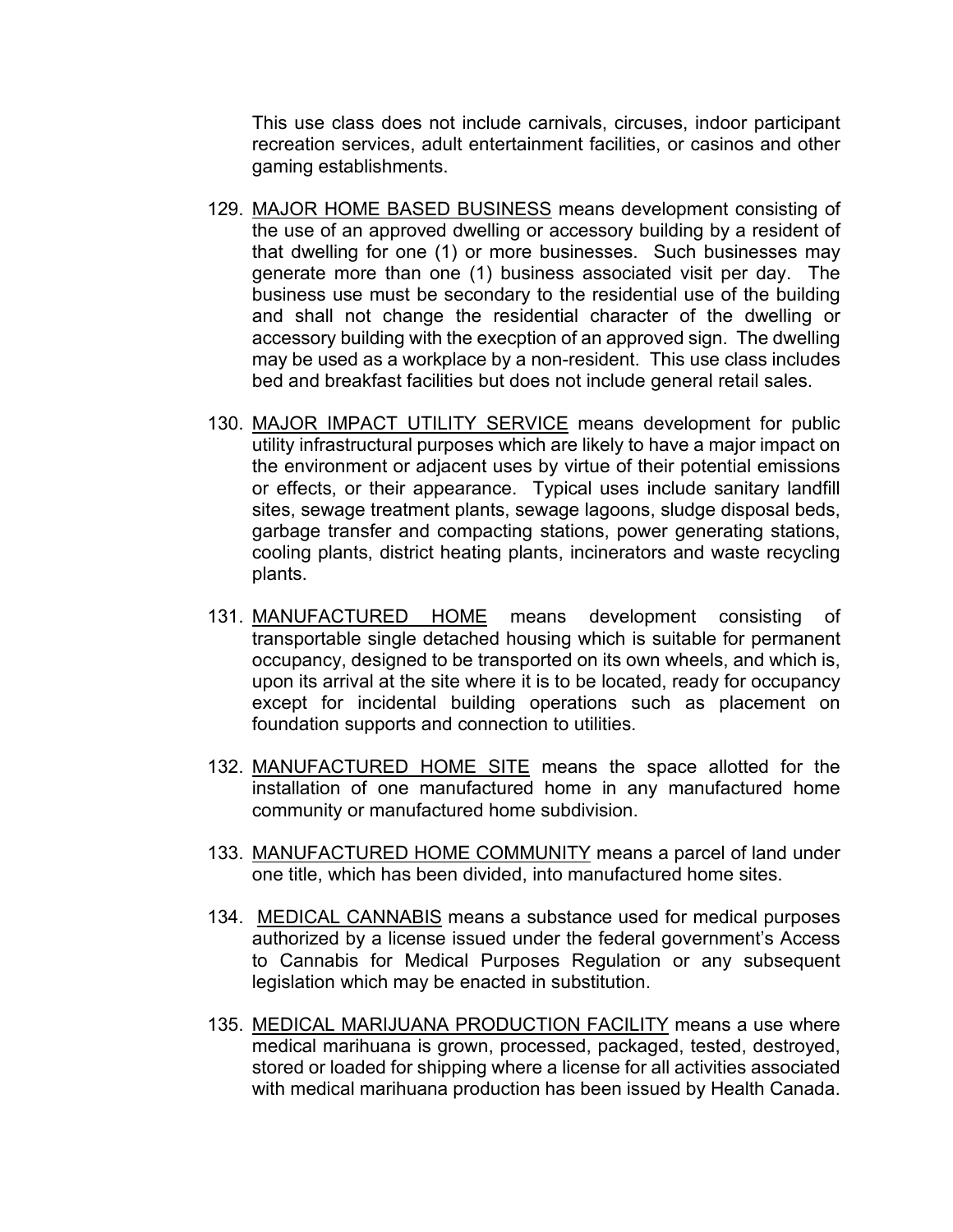This use class does not include carnivals, circuses, indoor participant recreation services, adult entertainment facilities, or casinos and other gaming establishments.

129. MAJOR HOME BASED BUSINESS means development consisting of the use of an approved dwelling or accessory building by a resident of that dwelling for one (1) or more businesses. Such businesses may generate more than one (1) business associated visit per day. The business use must be secondary to the residential use of the building and shall not change the residential character of the dwelling or accessory building with the execption of an approved sign. The dwelling may be used as a workplace by a non-resident. This use class includes bed and breakfast facilities but does not include general retail sales.

130. MAJOR IMPACT UTILITY SERVICE means development for public utility infrastructural purposes which are likely to have a major impact on the environment or adjacent uses by virtue of their potential emissions or effects, or their appearance. Typical uses include sanitary landfill sites, sewage treatment plants, sewage lagoons, sludge disposal beds, garbage transfer and compacting stations, power generating stations, cooling plants, district heating plants, incinerators and waste recycling plants.

131. MANUFACTURED HOME means development consisting of transportable single detached housing which is suitable for permanent occupancy, designed to be transported on its own wheels, and which is, upon its arrival at the site where it is to be located, ready for occupancy except for incidental building operations such as placement on foundation supports and connection to utilities.

132. MANUFACTURED HOME SITE means the space allotted for the installation of one manufactured home in any manufactured home community or manufactured home subdivision.

133. MANUFACTURED HOME COMMUNITY means a parcel of land under one title, which has been divided, into manufactured home sites.

134. MEDICAL CANNABIS means a substance used for medical purposes authorized by a license issued under the federal government's Access to Cannabis for Medical Purposes Regulation or any subsequent legislation which may be enacted in substitution.

135. MEDICAL MARIJUANA PRODUCTION FACILITY means a use where medical marihuana is grown, processed, packaged, tested, destroyed, stored or loaded for shipping where a license for all activities associated with medical marihuana production has been issued by Health Canada.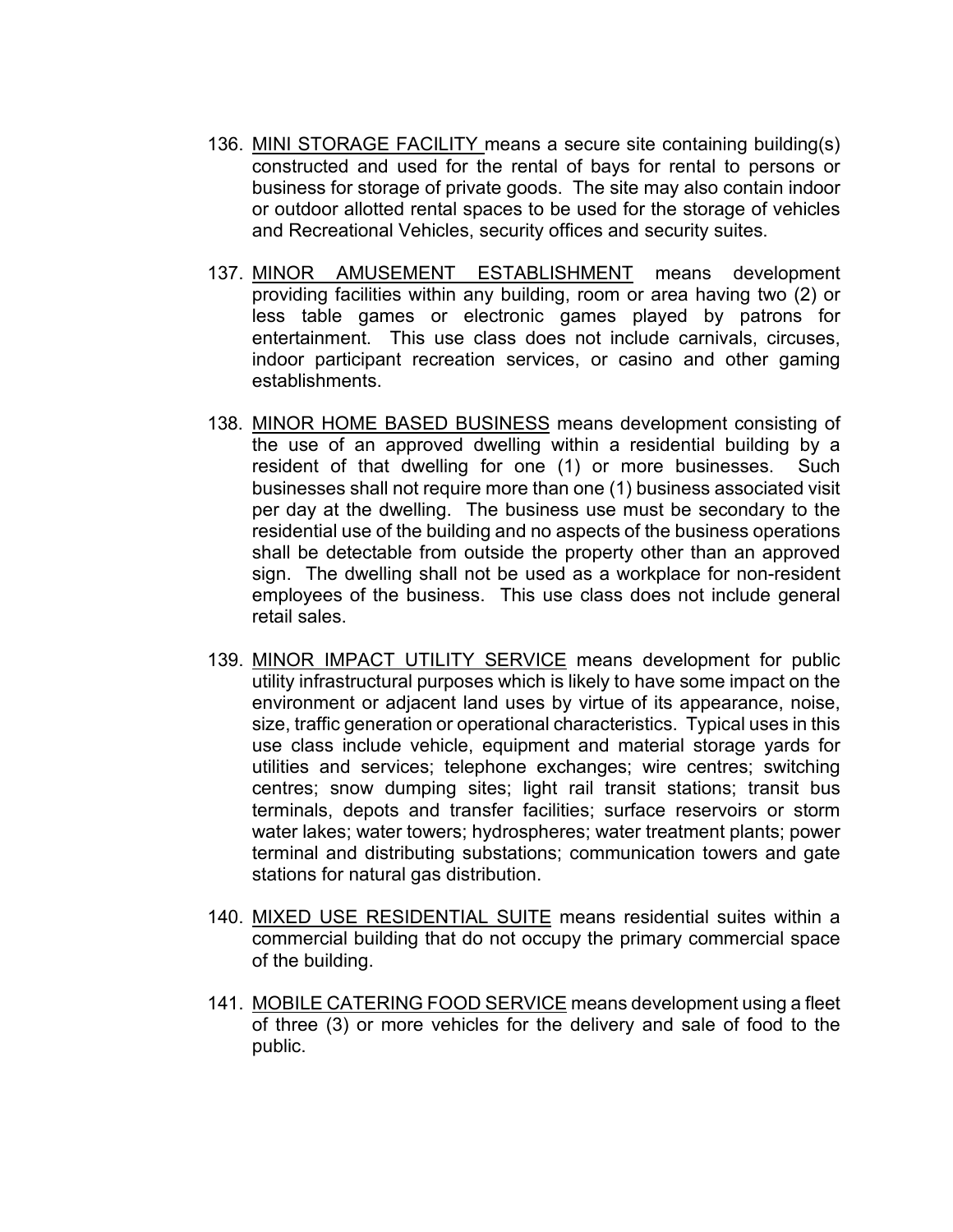136. <u>MINI STORAGE FACILITY</u> means a secure site containing building(s) constructed and used for the rental of bays for rental to persons or business for storage of private goods. The site may also contain indoor or outdoor allotted rental spaces to be used for the storage of vehicles and Recreational Vehicles, security offices and security suites.

137. <u>MINOR AMUSEMENT ESTABLISHMENT</u> means development providing facilities within any building, room or area having two (2) or less table games or electronic games played by patrons for entertainment. This use class does not include carnivals, circuses, indoor participant recreation services, or casino and other gaming establishments.

138. <u>MINOR HOME BASED BUSINESS</u> means development consisting of the use of an approved dwelling within a residential building by a resident of that dwelling for one (1) or more businesses. Such businesses shall not require more than one (1) business associated visit per day at the dwelling. The business use must be secondary to the residential use of the building and no aspects of the business operations shall be detectable from outside the property other than an approved sign. The dwelling shall not be used as a workplace for non-resident employees of the business. This use class does not include general retail sales.

139. <u>MINOR IMPACT UTILITY SERVICE</u> means development for public utility infrastructural purposes which is likely to have some impact on the environment or adjacent land uses by virtue of its appearance, noise, size, traffic generation or operational characteristics. Typical uses in this use class include vehicle, equipment and material storage yards for utilities and services; telephone exchanges; wire centres; switching centres; snow dumping sites; light rail transit stations; transit bus terminals, depots and transfer facilities; surface reservoirs or storm water lakes; water towers; hydrospheres; water treatment plants; power terminal and distributing substations; communication towers and gate stations for natural gas distribution.

140. <u>MIXED USE RESIDENTIAL SUITE</u> means residential suites within a commercial building that do not occupy the primary commercial space of the building.

141. <u>MOBILE CATERING FOOD SERVICE</u> means development using a fleet of three (3) or more vehicles for the delivery and sale of food to the public.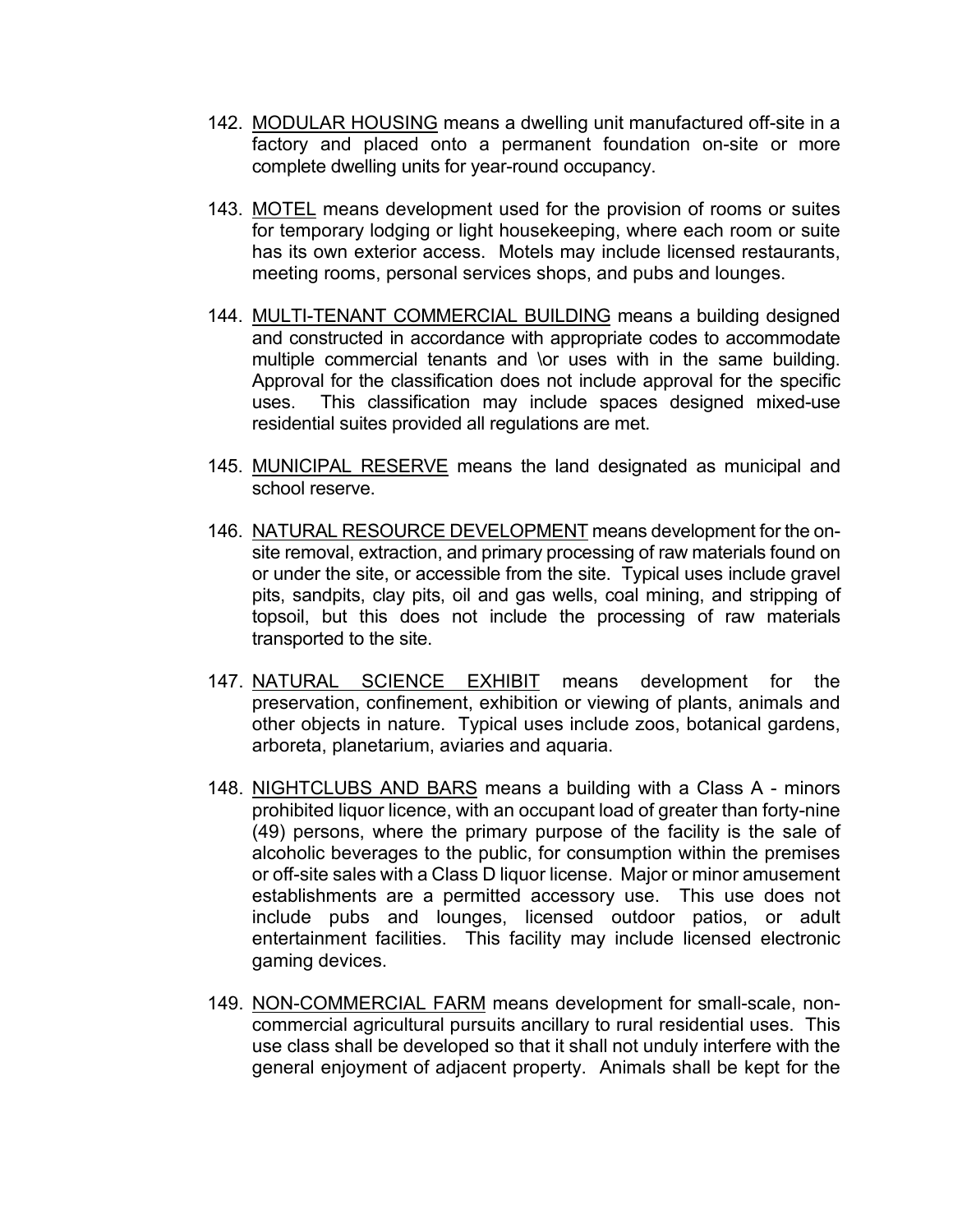142. <u>MODULAR HOUSING</u> means a dwelling unit manufactured off-site in a factory and placed onto a permanent foundation on-site or more complete dwelling units for year-round occupancy.

143. <u>MOTEL</u> means development used for the provision of rooms or suites for temporary lodging or light housekeeping, where each room or suite has its own exterior access. Motels may include licensed restaurants, meeting rooms, personal services shops, and pubs and lounges.

144. <u>MULTI-TENANT COMMERCIAL BUILDING</u> means a building designed and constructed in accordance with appropriate codes to accommodate multiple commercial tenants and \or uses with in the same building. Approval for the classification does not include approval for the specific uses. This classification may include spaces designed mixed-use residential suites provided all regulations are met.

145. <u>MUNICIPAL RESERVE</u> means the land designated as municipal and school reserve.

146. <u>NATURAL RESOURCE DEVELOPMENT</u> means development for the on-site removal, extraction, and primary processing of raw materials found on or under the site, or accessible from the site. Typical uses include gravel pits, sandpits, clay pits, oil and gas wells, coal mining, and stripping of topsoil, but this does not include the processing of raw materials transported to the site.

147. <u>NATURAL SCIENCE EXHIBIT</u> means development for the preservation, confinement, exhibition or viewing of plants, animals and other objects in nature. Typical uses include zoos, botanical gardens, arboreta, planetarium, aviaries and aquaria.

148. <u>NIGHTCLUBS AND BARS</u> means a building with a Class A - minors prohibited liquor licence, with an occupant load of greater than forty-nine (49) persons, where the primary purpose of the facility is the sale of alcoholic beverages to the public, for consumption within the premises or off-site sales with a Class D liquor license. Major or minor amusement establishments are a permitted accessory use. This use does not include pubs and lounges, licensed outdoor patios, or adult entertainment facilities. This facility may include licensed electronic gaming devices.

149. <u>NON-COMMERCIAL FARM</u> means development for small-scale, non-commercial agricultural pursuits ancillary to rural residential uses. This use class shall be developed so that it shall not unduly interfere with the general enjoyment of adjacent property. Animals shall be kept for the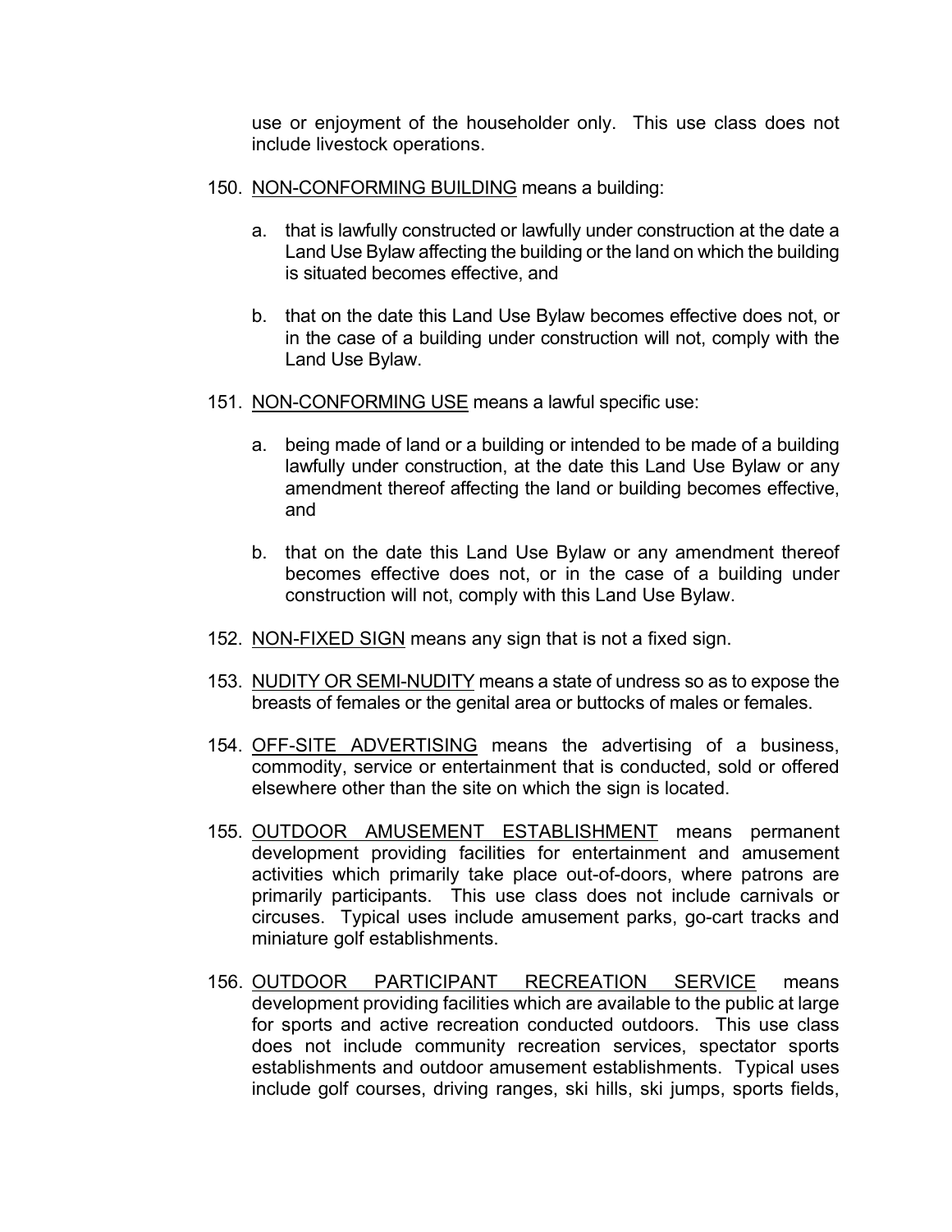use or enjoyment of the householder only. This use class does not include livestock operations.

150. NON-CONFORMING BUILDING means a building:

    a. that is lawfully constructed or lawfully under construction at the date a Land Use Bylaw affecting the building or the land on which the building is situated becomes effective, and

    b. that on the date this Land Use Bylaw becomes effective does not, or in the case of a building under construction will not, comply with the Land Use Bylaw.

151. NON-CONFORMING USE means a lawful specific use:

    a. being made of land or a building or intended to be made of a building lawfully under construction, at the date this Land Use Bylaw or any amendment thereof affecting the land or building becomes effective, and

    b. that on the date this Land Use Bylaw or any amendment thereof becomes effective does not, or in the case of a building under construction will not, comply with this Land Use Bylaw.

152. NON-FIXED SIGN means any sign that is not a fixed sign.

153. NUDITY OR SEMI-NUDITY means a state of undress so as to expose the breasts of females or the genital area or buttocks of males or females.

154. OFF-SITE ADVERTISING means the advertising of a business, commodity, service or entertainment that is conducted, sold or offered elsewhere other than the site on which the sign is located.

155. OUTDOOR AMUSEMENT ESTABLISHMENT means permanent development providing facilities for entertainment and amusement activities which primarily take place out-of-doors, where patrons are primarily participants. This use class does not include carnivals or circuses. Typical uses include amusement parks, go-cart tracks and miniature golf establishments.

156. OUTDOOR PARTICIPANT RECREATION SERVICE means development providing facilities which are available to the public at large for sports and active recreation conducted outdoors. This use class does not include community recreation services, spectator sports establishments and outdoor amusement establishments. Typical uses include golf courses, driving ranges, ski hills, ski jumps, sports fields,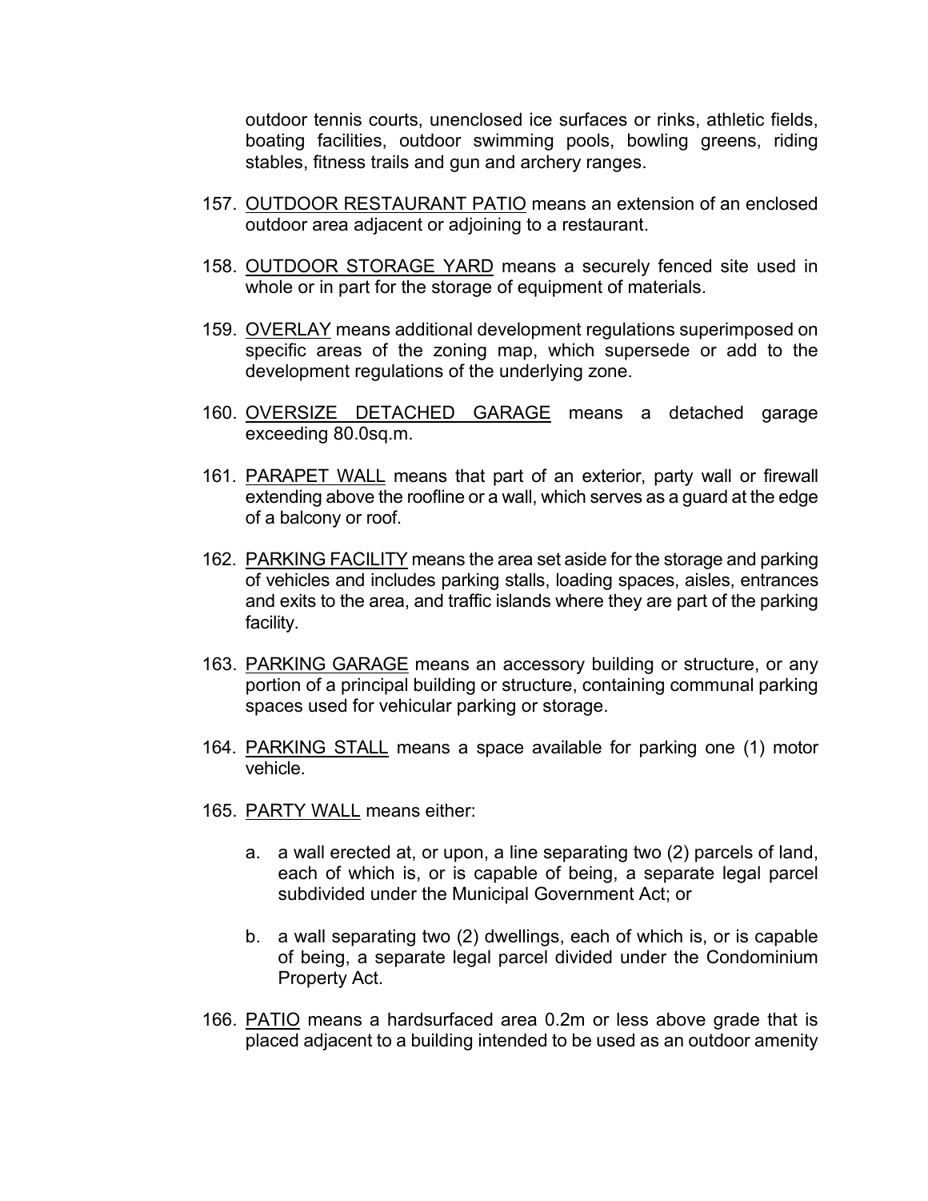outdoor tennis courts, unenclosed ice surfaces or rinks, athletic fields, boating facilities, outdoor swimming pools, bowling greens, riding stables, fitness trails and gun and archery ranges.

157. <u>OUTDOOR RESTAURANT PATIO</u> means an extension of an enclosed outdoor area adjacent or adjoining to a restaurant.

158. <u>OUTDOOR STORAGE YARD</u> means a securely fenced site used in whole or in part for the storage of equipment of materials.

159. <u>OVERLAY</u> means additional development regulations superimposed on specific areas of the zoning map, which supersede or add to the development regulations of the underlying zone.

160. <u>OVERSIZE DETACHED GARAGE</u> means a detached garage exceeding 80.0sq.m.

161. <u>PARAPET WALL</u> means that part of an exterior, party wall or firewall extending above the roofline or a wall, which serves as a guard at the edge of a balcony or roof.

162. <u>PARKING FACILITY</u> means the area set aside for the storage and parking of vehicles and includes parking stalls, loading spaces, aisles, entrances and exits to the area, and traffic islands where they are part of the parking facility.

163. <u>PARKING GARAGE</u> means an accessory building or structure, or any portion of a principal building or structure, containing communal parking spaces used for vehicular parking or storage.

164. <u>PARKING STALL</u> means a space available for parking one (1) motor vehicle.

165. <u>PARTY WALL</u> means either:

    a. a wall erected at, or upon, a line separating two (2) parcels of land, each of which is, or is capable of being, a separate legal parcel subdivided under the Municipal Government Act; or

    b. a wall separating two (2) dwellings, each of which is, or is capable of being, a separate legal parcel divided under the Condominium Property Act.

166. <u>PATIO</u> means a hardsurfaced area 0.2m or less above grade that is placed adjacent to a building intended to be used as an outdoor amenity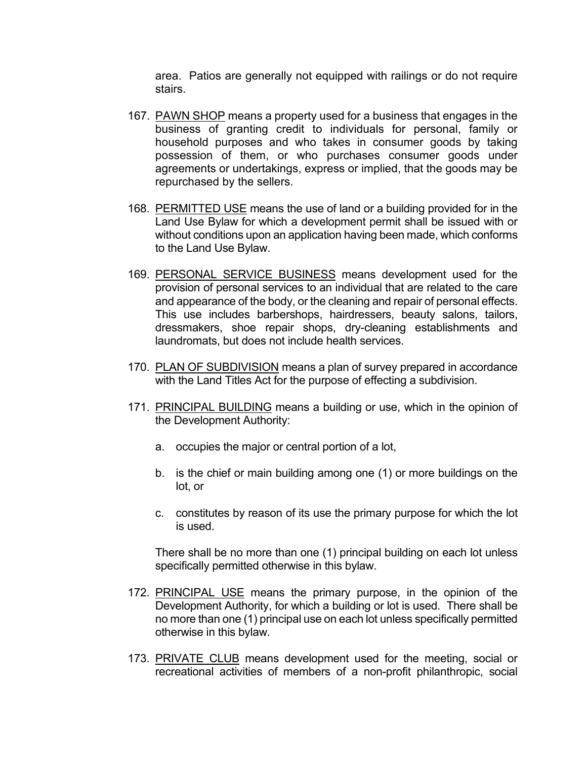area. Patios are generally not equipped with railings or do not require stairs.

167. PAWN SHOP means a property used for a business that engages in the business of granting credit to individuals for personal, family or household purposes and who takes in consumer goods by taking possession of them, or who purchases consumer goods under agreements or undertakings, express or implied, that the goods may be repurchased by the sellers.

168. PERMITTED USE means the use of land or a building provided for in the Land Use Bylaw for which a development permit shall be issued with or without conditions upon an application having been made, which conforms to the Land Use Bylaw.

169. PERSONAL SERVICE BUSINESS means development used for the provision of personal services to an individual that are related to the care and appearance of the body, or the cleaning and repair of personal effects. This use includes barbershops, hairdressers, beauty salons, tailors, dressmakers, shoe repair shops, dry-cleaning establishments and laundromats, but does not include health services.

170. PLAN OF SUBDIVISION means a plan of survey prepared in accordance with the Land Titles Act for the purpose of effecting a subdivision.

171. PRINCIPAL BUILDING means a building or use, which in the opinion of the Development Authority:

    a. occupies the major or central portion of a lot,

    b. is the chief or main building among one (1) or more buildings on the lot, or

    c. constitutes by reason of its use the primary purpose for which the lot is used.

    There shall be no more than one (1) principal building on each lot unless specifically permitted otherwise in this bylaw.

172. PRINCIPAL USE means the primary purpose, in the opinion of the Development Authority, for which a building or lot is used. There shall be no more than one (1) principal use on each lot unless specifically permitted otherwise in this bylaw.

173. PRIVATE CLUB means development used for the meeting, social or recreational activities of members of a non-profit philanthropic, social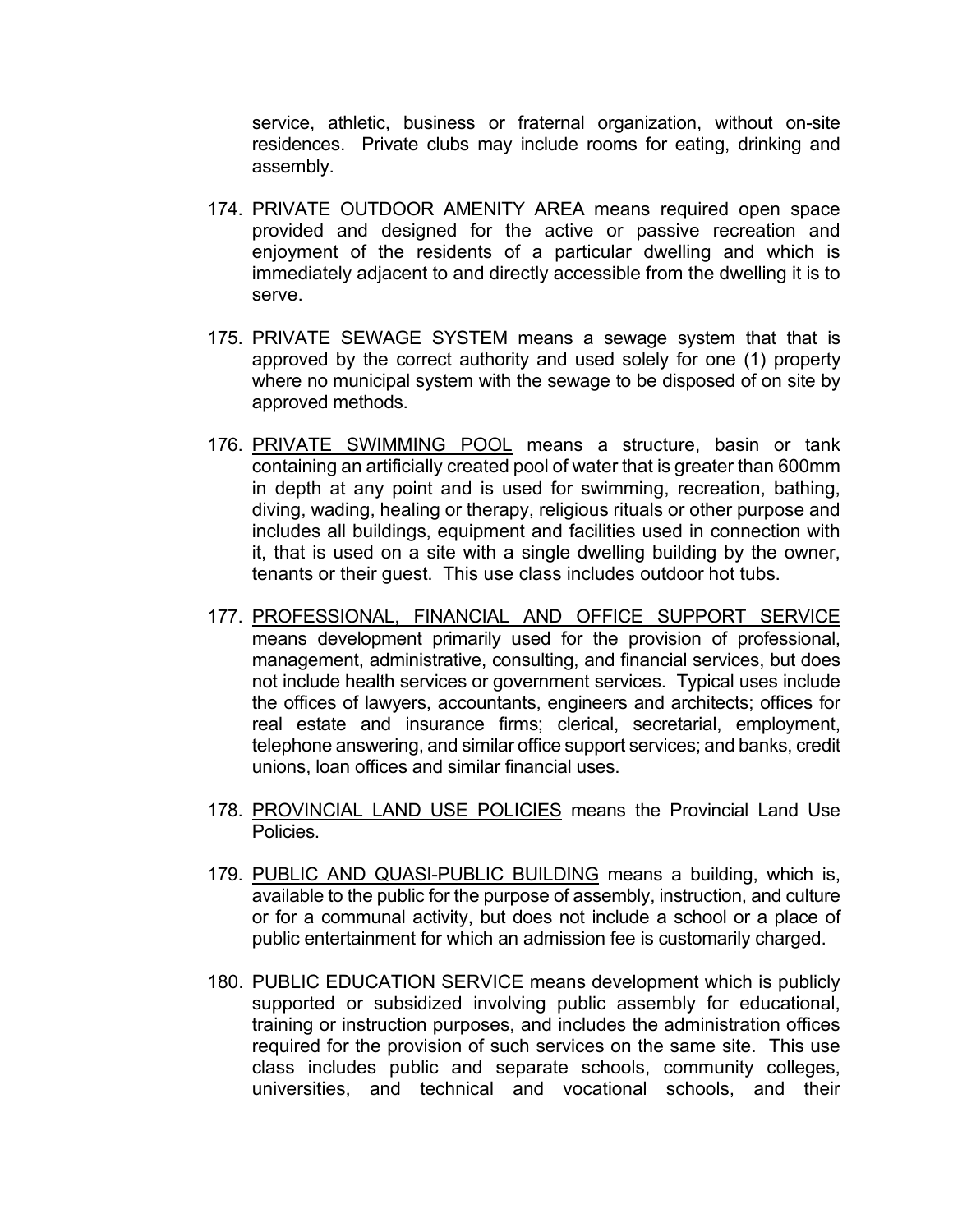service, athletic, business or fraternal organization, without on-site residences. Private clubs may include rooms for eating, drinking and assembly.

174. <u>PRIVATE OUTDOOR AMENITY AREA</u> means required open space provided and designed for the active or passive recreation and enjoyment of the residents of a particular dwelling and which is immediately adjacent to and directly accessible from the dwelling it is to serve.

175. <u>PRIVATE SEWAGE SYSTEM</u> means a sewage system that that is approved by the correct authority and used solely for one (1) property where no municipal system with the sewage to be disposed of on site by approved methods.

176. <u>PRIVATE SWIMMING POOL</u> means a structure, basin or tank containing an artificially created pool of water that is greater than 600mm in depth at any point and is used for swimming, recreation, bathing, diving, wading, healing or therapy, religious rituals or other purpose and includes all buildings, equipment and facilities used in connection with it, that is used on a site with a single dwelling building by the owner, tenants or their guest. This use class includes outdoor hot tubs.

177. <u>PROFESSIONAL, FINANCIAL AND OFFICE SUPPORT SERVICE</u> means development primarily used for the provision of professional, management, administrative, consulting, and financial services, but does not include health services or government services. Typical uses include the offices of lawyers, accountants, engineers and architects; offices for real estate and insurance firms; clerical, secretarial, employment, telephone answering, and similar office support services; and banks, credit unions, loan offices and similar financial uses.

178. <u>PROVINCIAL LAND USE POLICIES</u> means the Provincial Land Use Policies.

179. <u>PUBLIC AND QUASI-PUBLIC BUILDING</u> means a building, which is, available to the public for the purpose of assembly, instruction, and culture or for a communal activity, but does not include a school or a place of public entertainment for which an admission fee is customarily charged.

180. <u>PUBLIC EDUCATION SERVICE</u> means development which is publicly supported or subsidized involving public assembly for educational, training or instruction purposes, and includes the administration offices required for the provision of such services on the same site. This use class includes public and separate schools, community colleges, universities, and technical and vocational schools, and their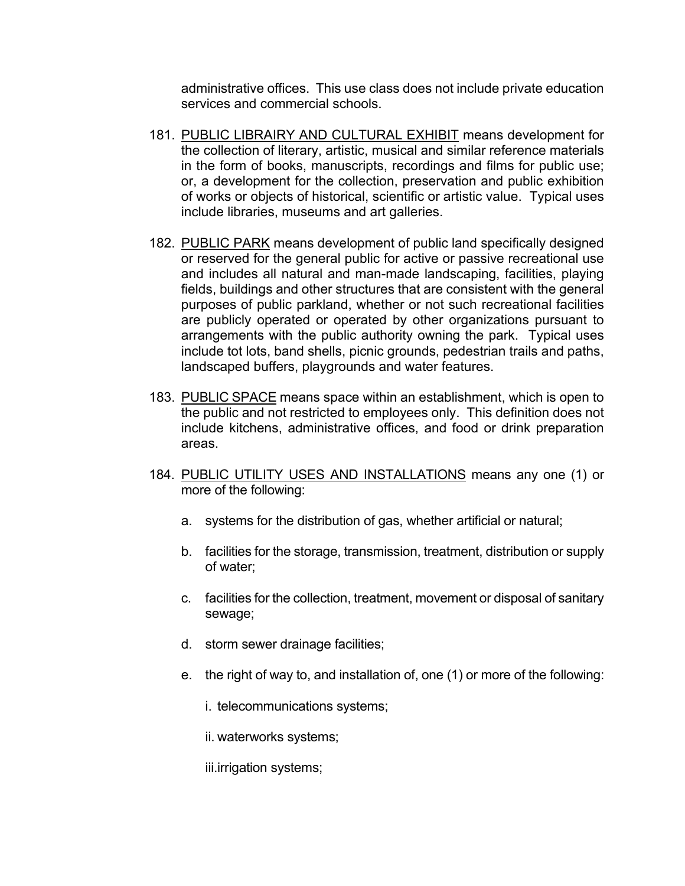administrative offices. This use class does not include private education services and commercial schools.

181. PUBLIC LIBRAIRY AND CULTURAL EXHIBIT means development for the collection of literary, artistic, musical and similar reference materials in the form of books, manuscripts, recordings and films for public use; or, a development for the collection, preservation and public exhibition of works or objects of historical, scientific or artistic value. Typical uses include libraries, museums and art galleries.

182. PUBLIC PARK means development of public land specifically designed or reserved for the general public for active or passive recreational use and includes all natural and man-made landscaping, facilities, playing fields, buildings and other structures that are consistent with the general purposes of public parkland, whether or not such recreational facilities are publicly operated or operated by other organizations pursuant to arrangements with the public authority owning the park. Typical uses include tot lots, band shells, picnic grounds, pedestrian trails and paths, landscaped buffers, playgrounds and water features.

183. PUBLIC SPACE means space within an establishment, which is open to the public and not restricted to employees only. This definition does not include kitchens, administrative offices, and food or drink preparation areas.

184. PUBLIC UTILITY USES AND INSTALLATIONS means any one (1) or more of the following:

    a. systems for the distribution of gas, whether artificial or natural;

    b. facilities for the storage, transmission, treatment, distribution or supply of water;

    c. facilities for the collection, treatment, movement or disposal of sanitary sewage;

    d. storm sewer drainage facilities;

    e. the right of way to, and installation of, one (1) or more of the following:

        i. telecommunications systems;

        ii. waterworks systems;

        iii. irrigation systems;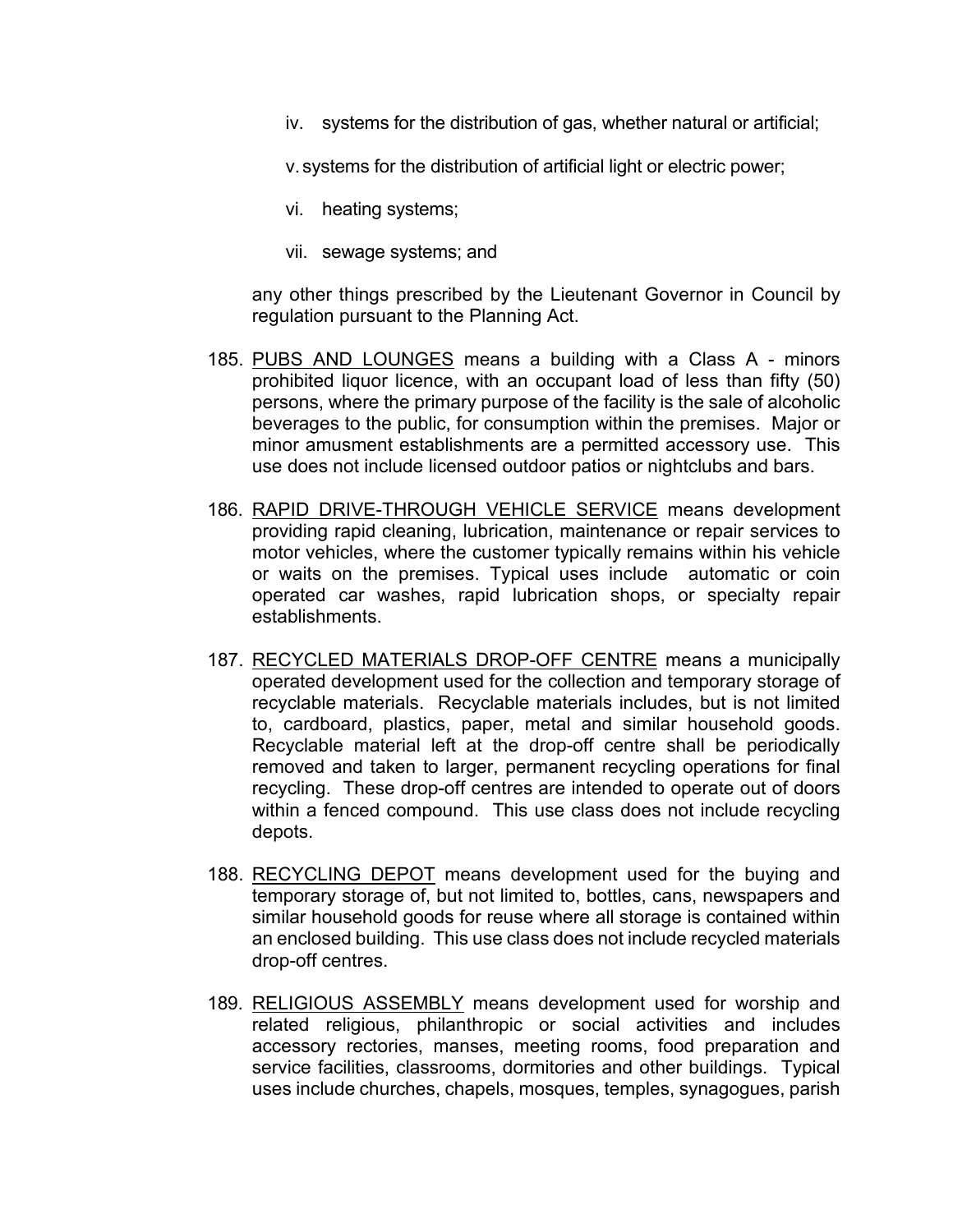iv. systems for the distribution of gas, whether natural or artificial;

v. systems for the distribution of artificial light or electric power;

vi. heating systems;

vii. sewage systems; and

any other things prescribed by the Lieutenant Governor in Council by regulation pursuant to the Planning Act.

185. PUBS AND LOUNGES means a building with a Class A - minors prohibited liquor licence, with an occupant load of less than fifty (50) persons, where the primary purpose of the facility is the sale of alcoholic beverages to the public, for consumption within the premises. Major or minor amusment establishments are a permitted accessory use. This use does not include licensed outdoor patios or nightclubs and bars.

186. RAPID DRIVE-THROUGH VEHICLE SERVICE means development providing rapid cleaning, lubrication, maintenance or repair services to motor vehicles, where the customer typically remains within his vehicle or waits on the premises. Typical uses include automatic or coin operated car washes, rapid lubrication shops, or specialty repair establishments.

187. RECYCLED MATERIALS DROP-OFF CENTRE means a municipally operated development used for the collection and temporary storage of recyclable materials. Recyclable materials includes, but is not limited to, cardboard, plastics, paper, metal and similar household goods. Recyclable material left at the drop-off centre shall be periodically removed and taken to larger, permanent recycling operations for final recycling. These drop-off centres are intended to operate out of doors within a fenced compound. This use class does not include recycling depots.

188. RECYCLING DEPOT means development used for the buying and temporary storage of, but not limited to, bottles, cans, newspapers and similar household goods for reuse where all storage is contained within an enclosed building. This use class does not include recycled materials drop-off centres.

189. RELIGIOUS ASSEMBLY means development used for worship and related religious, philanthropic or social activities and includes accessory rectories, manses, meeting rooms, food preparation and service facilities, classrooms, dormitories and other buildings. Typical uses include churches, chapels, mosques, temples, synagogues, parish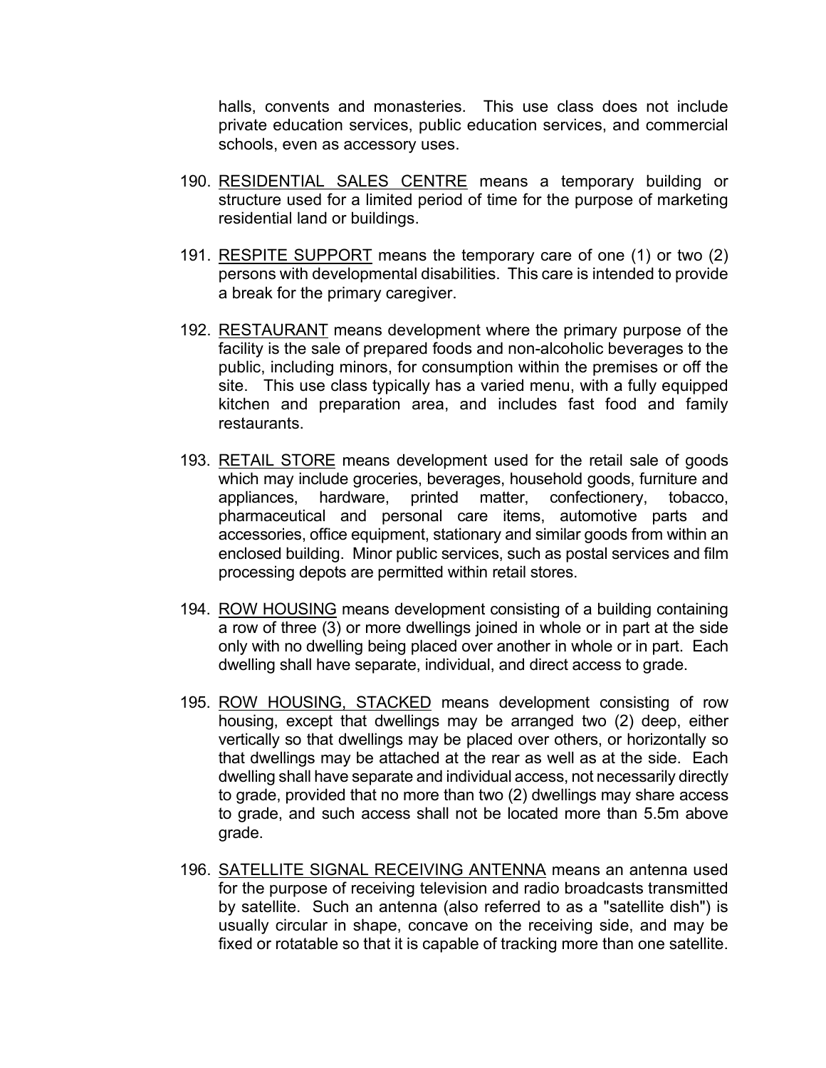halls, convents and monasteries. This use class does not include private education services, public education services, and commercial schools, even as accessory uses.

190. RESIDENTIAL SALES CENTRE means a temporary building or structure used for a limited period of time for the purpose of marketing residential land or buildings.

191. RESPITE SUPPORT means the temporary care of one (1) or two (2) persons with developmental disabilities. This care is intended to provide a break for the primary caregiver.

192. RESTAURANT means development where the primary purpose of the facility is the sale of prepared foods and non-alcoholic beverages to the public, including minors, for consumption within the premises or off the site. This use class typically has a varied menu, with a fully equipped kitchen and preparation area, and includes fast food and family restaurants.

193. RETAIL STORE means development used for the retail sale of goods which may include groceries, beverages, household goods, furniture and appliances, hardware, printed matter, confectionery, tobacco, pharmaceutical and personal care items, automotive parts and accessories, office equipment, stationary and similar goods from within an enclosed building. Minor public services, such as postal services and film processing depots are permitted within retail stores.

194. ROW HOUSING means development consisting of a building containing a row of three (3) or more dwellings joined in whole or in part at the side only with no dwelling being placed over another in whole or in part. Each dwelling shall have separate, individual, and direct access to grade.

195. ROW HOUSING, STACKED means development consisting of row housing, except that dwellings may be arranged two (2) deep, either vertically so that dwellings may be placed over others, or horizontally so that dwellings may be attached at the rear as well as at the side. Each dwelling shall have separate and individual access, not necessarily directly to grade, provided that no more than two (2) dwellings may share access to grade, and such access shall not be located more than 5.5m above grade.

196. SATELLITE SIGNAL RECEIVING ANTENNA means an antenna used for the purpose of receiving television and radio broadcasts transmitted by satellite. Such an antenna (also referred to as a "satellite dish") is usually circular in shape, concave on the receiving side, and may be fixed or rotatable so that it is capable of tracking more than one satellite.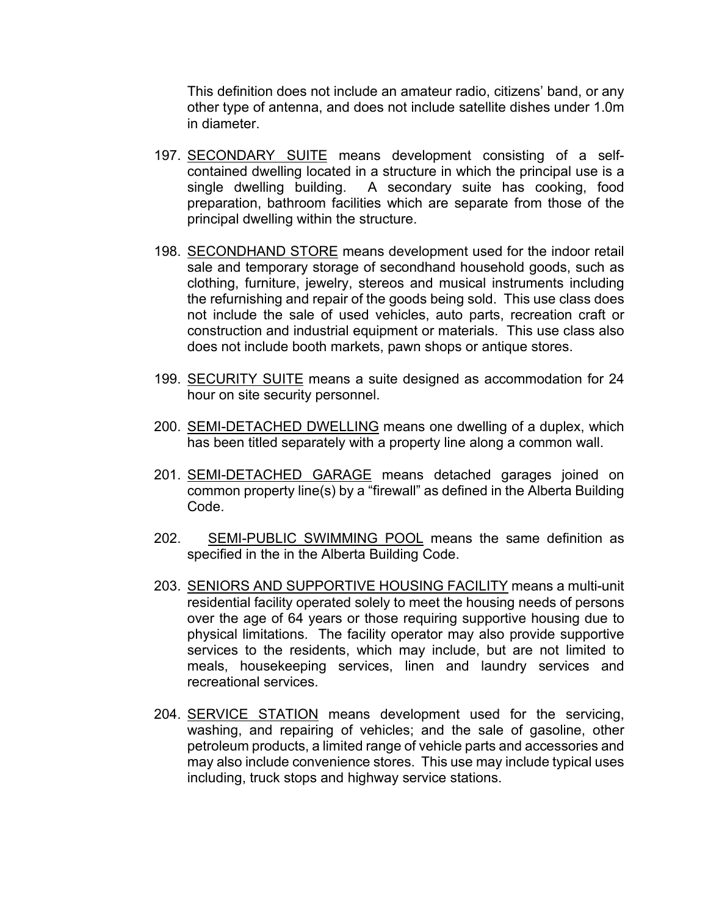This definition does not include an amateur radio, citizens' band, or any other type of antenna, and does not include satellite dishes under 1.0m in diameter.

197. <u>SECONDARY SUITE</u> means development consisting of a self-contained dwelling located in a structure in which the principal use is a single dwelling building. A secondary suite has cooking, food preparation, bathroom facilities which are separate from those of the principal dwelling within the structure.

198. <u>SECONDHAND STORE</u> means development used for the indoor retail sale and temporary storage of secondhand household goods, such as clothing, furniture, jewelry, stereos and musical instruments including the refurnishing and repair of the goods being sold. This use class does not include the sale of used vehicles, auto parts, recreation craft or construction and industrial equipment or materials. This use class also does not include booth markets, pawn shops or antique stores.

199. <u>SECURITY SUITE</u> means a suite designed as accommodation for 24 hour on site security personnel.

200. <u>SEMI-DETACHED DWELLING</u> means one dwelling of a duplex, which has been titled separately with a property line along a common wall.

201. <u>SEMI-DETACHED GARAGE</u> means detached garages joined on common property line(s) by a "firewall" as defined in the Alberta Building Code.

202. <u>SEMI-PUBLIC SWIMMING POOL</u> means the same definition as specified in the in the Alberta Building Code.

203. <u>SENIORS AND SUPPORTIVE HOUSING FACILITY</u> means a multi-unit residential facility operated solely to meet the housing needs of persons over the age of 64 years or those requiring supportive housing due to physical limitations. The facility operator may also provide supportive services to the residents, which may include, but are not limited to meals, housekeeping services, linen and laundry services and recreational services.

204. <u>SERVICE STATION</u> means development used for the servicing, washing, and repairing of vehicles; and the sale of gasoline, other petroleum products, a limited range of vehicle parts and accessories and may also include convenience stores. This use may include typical uses including, truck stops and highway service stations.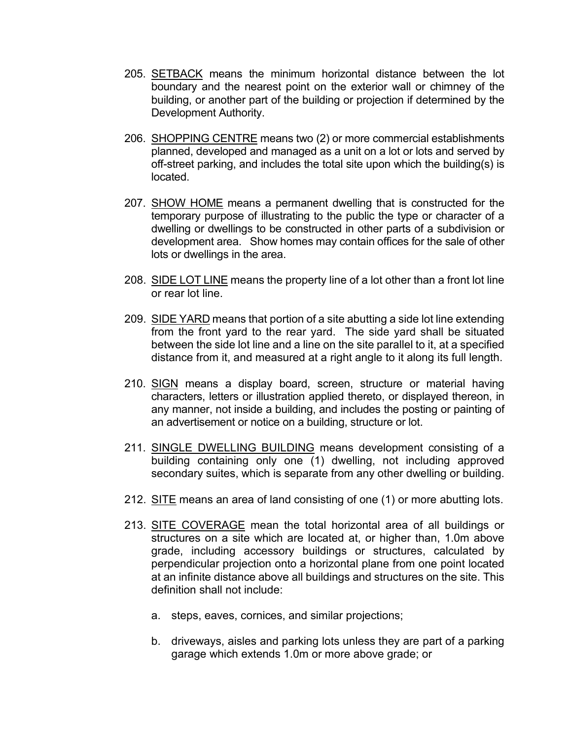205. <u>SETBACK</u> means the minimum horizontal distance between the lot boundary and the nearest point on the exterior wall or chimney of the building, or another part of the building or projection if determined by the Development Authority.

206. <u>SHOPPING CENTRE</u> means two (2) or more commercial establishments planned, developed and managed as a unit on a lot or lots and served by off-street parking, and includes the total site upon which the building(s) is located.

207. <u>SHOW HOME</u> means a permanent dwelling that is constructed for the temporary purpose of illustrating to the public the type or character of a dwelling or dwellings to be constructed in other parts of a subdivision or development area. Show homes may contain offices for the sale of other lots or dwellings in the area.

208. <u>SIDE LOT LINE</u> means the property line of a lot other than a front lot line or rear lot line.

209. <u>SIDE YARD</u> means that portion of a site abutting a side lot line extending from the front yard to the rear yard. The side yard shall be situated between the side lot line and a line on the site parallel to it, at a specified distance from it, and measured at a right angle to it along its full length.

210. <u>SIGN</u> means a display board, screen, structure or material having characters, letters or illustration applied thereto, or displayed thereon, in any manner, not inside a building, and includes the posting or painting of an advertisement or notice on a building, structure or lot.

211. <u>SINGLE DWELLING BUILDING</u> means development consisting of a building containing only one (1) dwelling, not including approved secondary suites, which is separate from any other dwelling or building.

212. <u>SITE</u> means an area of land consisting of one (1) or more abutting lots.

213. <u>SITE COVERAGE</u> mean the total horizontal area of all buildings or structures on a site which are located at, or higher than, 1.0m above grade, including accessory buildings or structures, calculated by perpendicular projection onto a horizontal plane from one point located at an infinite distance above all buildings and structures on the site. This definition shall not include:

    a. steps, eaves, cornices, and similar projections;

    b. driveways, aisles and parking lots unless they are part of a parking garage which extends 1.0m or more above grade; or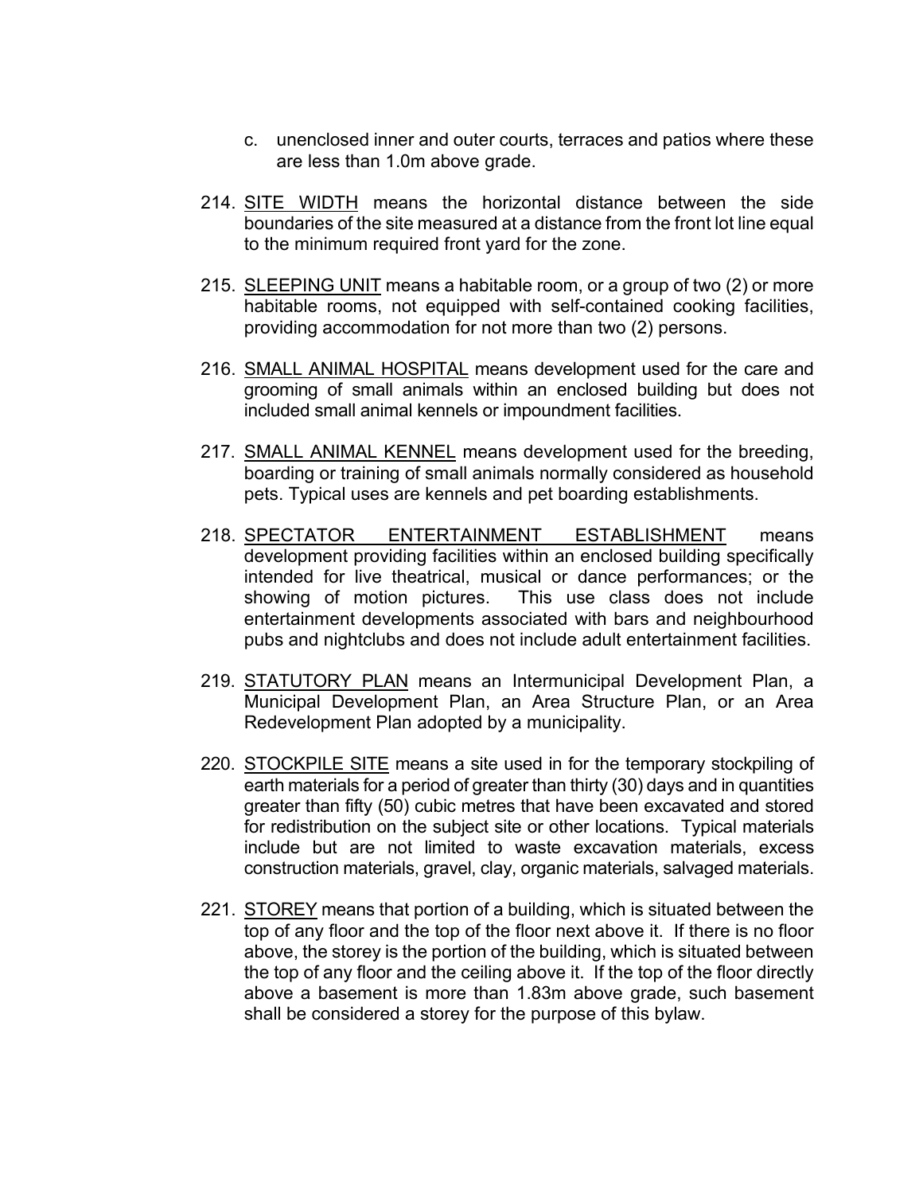c. unenclosed inner and outer courts, terraces and patios where these are less than 1.0m above grade.

214. <u>SITE WIDTH</u> means the horizontal distance between the side boundaries of the site measured at a distance from the front lot line equal to the minimum required front yard for the zone.

215. <u>SLEEPING UNIT</u> means a habitable room, or a group of two (2) or more habitable rooms, not equipped with self-contained cooking facilities, providing accommodation for not more than two (2) persons.

216. <u>SMALL ANIMAL HOSPITAL</u> means development used for the care and grooming of small animals within an enclosed building but does not included small animal kennels or impoundment facilities.

217. <u>SMALL ANIMAL KENNEL</u> means development used for the breeding, boarding or training of small animals normally considered as household pets. Typical uses are kennels and pet boarding establishments.

218. <u>SPECTATOR ENTERTAINMENT ESTABLISHMENT</u> means development providing facilities within an enclosed building specifically intended for live theatrical, musical or dance performances; or the showing of motion pictures. This use class does not include entertainment developments associated with bars and neighbourhood pubs and nightclubs and does not include adult entertainment facilities.

219. <u>STATUTORY PLAN</u> means an Intermunicipal Development Plan, a Municipal Development Plan, an Area Structure Plan, or an Area Redevelopment Plan adopted by a municipality.

220. <u>STOCKPILE SITE</u> means a site used in for the temporary stockpiling of earth materials for a period of greater than thirty (30) days and in quantities greater than fifty (50) cubic metres that have been excavated and stored for redistribution on the subject site or other locations. Typical materials include but are not limited to waste excavation materials, excess construction materials, gravel, clay, organic materials, salvaged materials.

221. <u>STOREY</u> means that portion of a building, which is situated between the top of any floor and the top of the floor next above it. If there is no floor above, the storey is the portion of the building, which is situated between the top of any floor and the ceiling above it. If the top of the floor directly above a basement is more than 1.83m above grade, such basement shall be considered a storey for the purpose of this bylaw.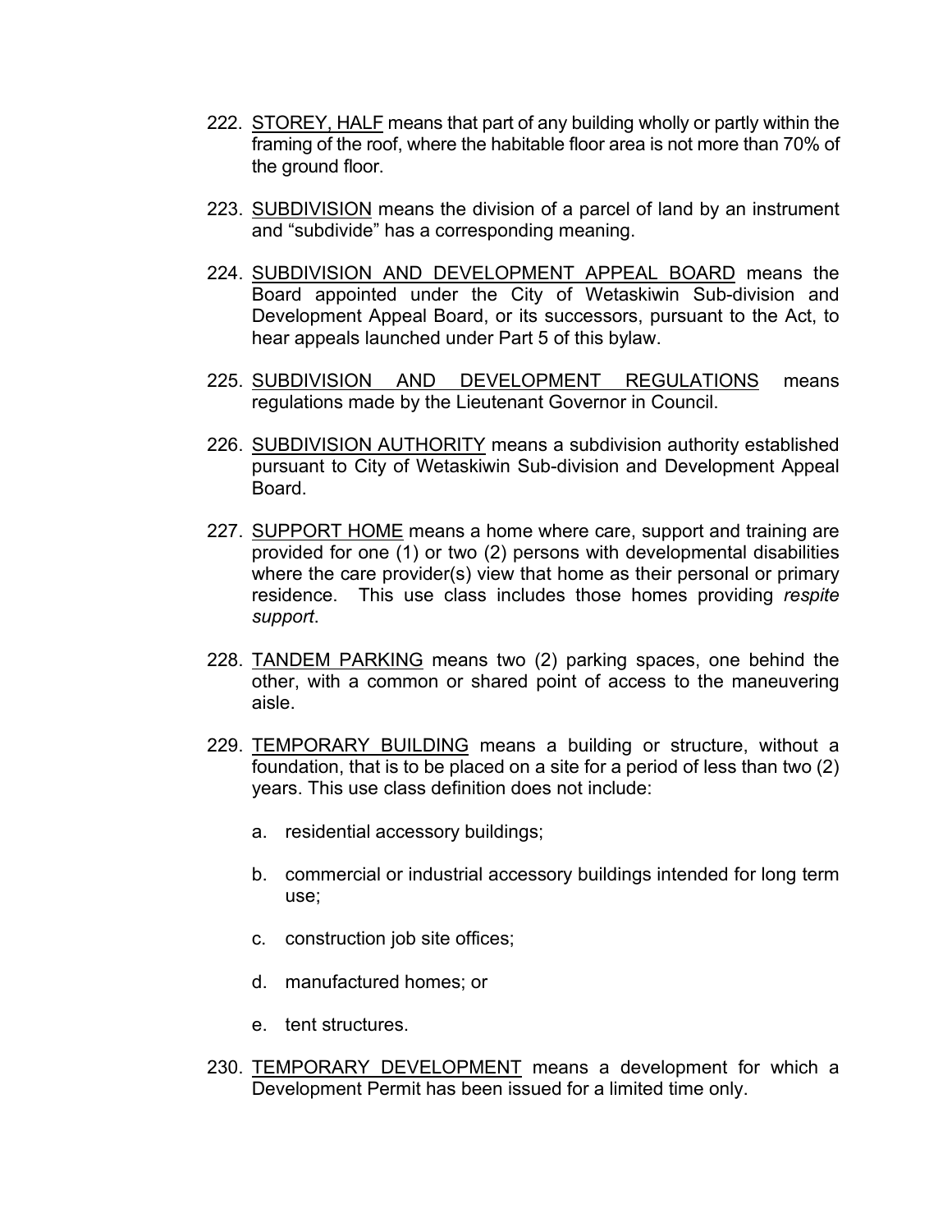222. <u>STOREY, HALF</u> means that part of any building wholly or partly within the framing of the roof, where the habitable floor area is not more than 70% of the ground floor.

223. <u>SUBDIVISION</u> means the division of a parcel of land by an instrument and "subdivide" has a corresponding meaning.

224. <u>SUBDIVISION AND DEVELOPMENT APPEAL BOARD</u> means the Board appointed under the City of Wetaskiwin Sub-division and Development Appeal Board, or its successors, pursuant to the Act, to hear appeals launched under Part 5 of this bylaw.

225. <u>SUBDIVISION AND DEVELOPMENT REGULATIONS</u> means regulations made by the Lieutenant Governor in Council.

226. <u>SUBDIVISION AUTHORITY</u> means a subdivision authority established pursuant to City of Wetaskiwin Sub-division and Development Appeal Board.

227. <u>SUPPORT HOME</u> means a home where care, support and training are provided for one (1) or two (2) persons with developmental disabilities where the care provider(s) view that home as their personal or primary residence. This use class includes those homes providing *respite support*.

228. <u>TANDEM PARKING</u> means two (2) parking spaces, one behind the other, with a common or shared point of access to the maneuvering aisle.

229. <u>TEMPORARY BUILDING</u> means a building or structure, without a foundation, that is to be placed on a site for a period of less than two (2) years. This use class definition does not include:

    a. residential accessory buildings;

    b. commercial or industrial accessory buildings intended for long term use;

    c. construction job site offices;

    d. manufactured homes; or

    e. tent structures.

230. <u>TEMPORARY DEVELOPMENT</u> means a development for which a Development Permit has been issued for a limited time only.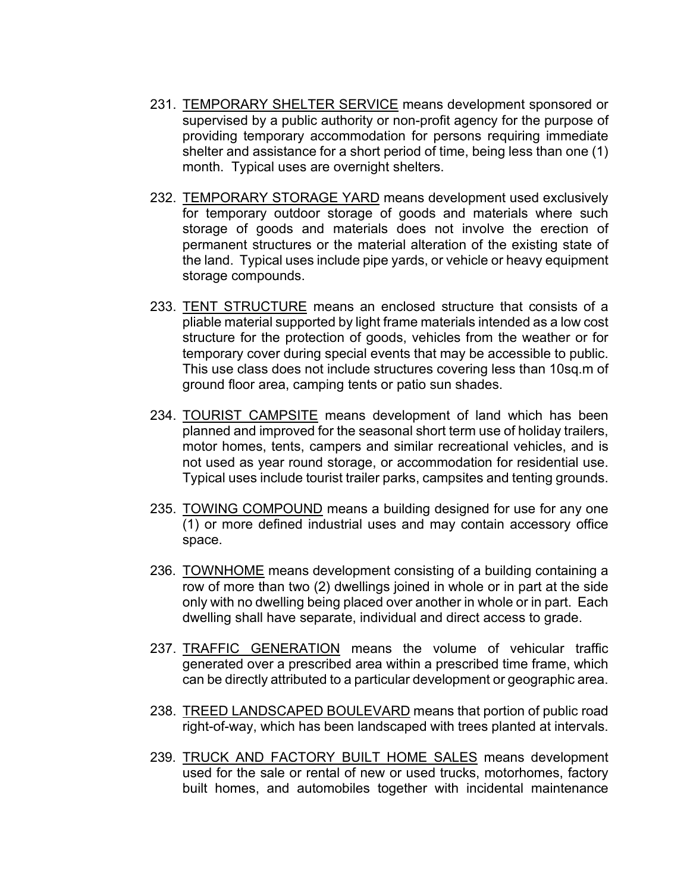231. <u>TEMPORARY SHELTER SERVICE</u> means development sponsored or supervised by a public authority or non-profit agency for the purpose of providing temporary accommodation for persons requiring immediate shelter and assistance for a short period of time, being less than one (1) month. Typical uses are overnight shelters.

232. <u>TEMPORARY STORAGE YARD</u> means development used exclusively for temporary outdoor storage of goods and materials where such storage of goods and materials does not involve the erection of permanent structures or the material alteration of the existing state of the land. Typical uses include pipe yards, or vehicle or heavy equipment storage compounds.

233. <u>TENT STRUCTURE</u> means an enclosed structure that consists of a pliable material supported by light frame materials intended as a low cost structure for the protection of goods, vehicles from the weather or for temporary cover during special events that may be accessible to public. This use class does not include structures covering less than 10sq.m of ground floor area, camping tents or patio sun shades.

234. <u>TOURIST CAMPSITE</u> means development of land which has been planned and improved for the seasonal short term use of holiday trailers, motor homes, tents, campers and similar recreational vehicles, and is not used as year round storage, or accommodation for residential use. Typical uses include tourist trailer parks, campsites and tenting grounds.

235. <u>TOWING COMPOUND</u> means a building designed for use for any one (1) or more defined industrial uses and may contain accessory office space.

236. <u>TOWNHOME</u> means development consisting of a building containing a row of more than two (2) dwellings joined in whole or in part at the side only with no dwelling being placed over another in whole or in part. Each dwelling shall have separate, individual and direct access to grade.

237. <u>TRAFFIC GENERATION</u> means the volume of vehicular traffic generated over a prescribed area within a prescribed time frame, which can be directly attributed to a particular development or geographic area.

238. <u>TREED LANDSCAPED BOULEVARD</u> means that portion of public road right-of-way, which has been landscaped with trees planted at intervals.

239. <u>TRUCK AND FACTORY BUILT HOME SALES</u> means development used for the sale or rental of new or used trucks, motorhomes, factory built homes, and automobiles together with incidental maintenance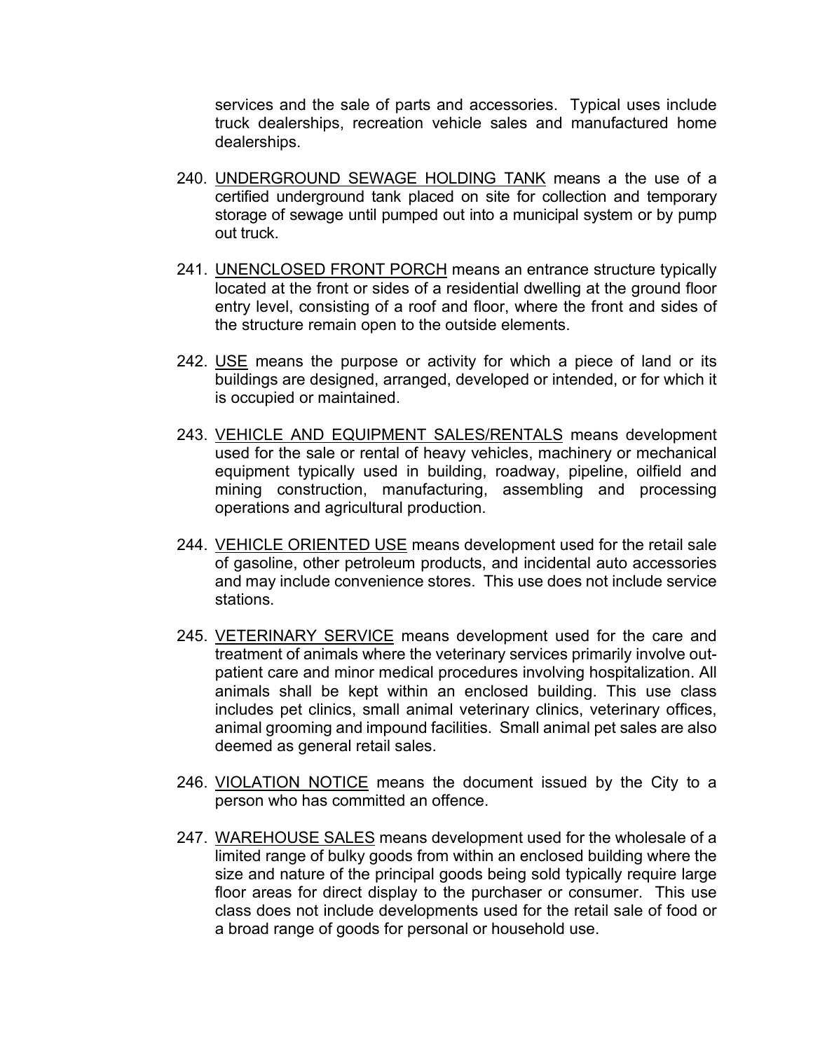services and the sale of parts and accessories. Typical uses include truck dealerships, recreation vehicle sales and manufactured home dealerships.

240. UNDERGROUND SEWAGE HOLDING TANK means a the use of a certified underground tank placed on site for collection and temporary storage of sewage until pumped out into a municipal system or by pump out truck.

241. UNENCLOSED FRONT PORCH means an entrance structure typically located at the front or sides of a residential dwelling at the ground floor entry level, consisting of a roof and floor, where the front and sides of the structure remain open to the outside elements.

242. USE means the purpose or activity for which a piece of land or its buildings are designed, arranged, developed or intended, or for which it is occupied or maintained.

243. VEHICLE AND EQUIPMENT SALES/RENTALS means development used for the sale or rental of heavy vehicles, machinery or mechanical equipment typically used in building, roadway, pipeline, oilfield and mining construction, manufacturing, assembling and processing operations and agricultural production.

244. VEHICLE ORIENTED USE means development used for the retail sale of gasoline, other petroleum products, and incidental auto accessories and may include convenience stores. This use does not include service stations.

245. VETERINARY SERVICE means development used for the care and treatment of animals where the veterinary services primarily involve out-patient care and minor medical procedures involving hospitalization. All animals shall be kept within an enclosed building. This use class includes pet clinics, small animal veterinary clinics, veterinary offices, animal grooming and impound facilities. Small animal pet sales are also deemed as general retail sales.

246. VIOLATION NOTICE means the document issued by the City to a person who has committed an offence.

247. WAREHOUSE SALES means development used for the wholesale of a limited range of bulky goods from within an enclosed building where the size and nature of the principal goods being sold typically require large floor areas for direct display to the purchaser or consumer. This use class does not include developments used for the retail sale of food or a broad range of goods for personal or household use.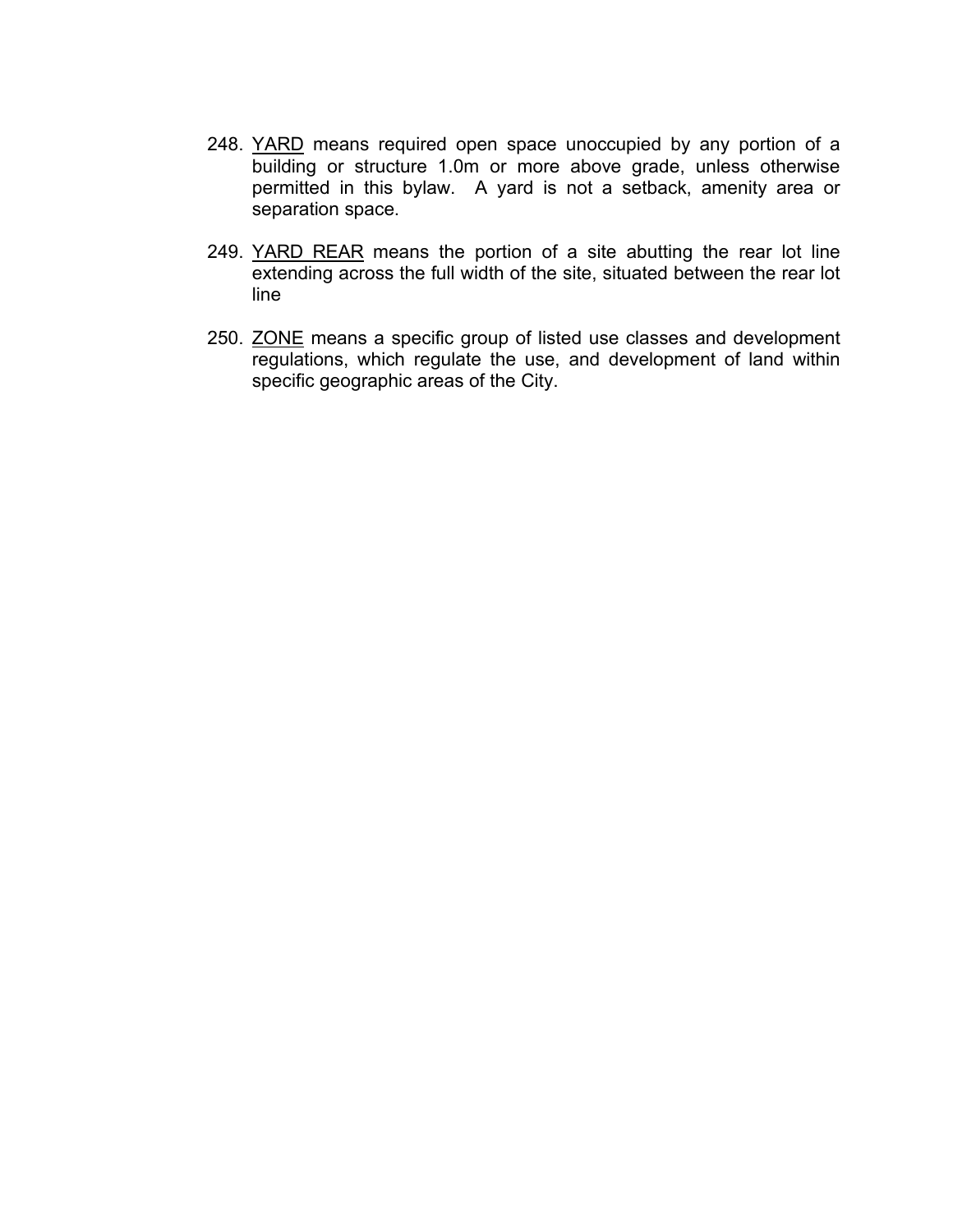248. YARD means required open space unoccupied by any portion of a building or structure 1.0m or more above grade, unless otherwise permitted in this bylaw. A yard is not a setback, amenity area or separation space.

249. YARD REAR means the portion of a site abutting the rear lot line extending across the full width of the site, situated between the rear lot line

250. ZONE means a specific group of listed use classes and development regulations, which regulate the use, and development of land within specific geographic areas of the City.